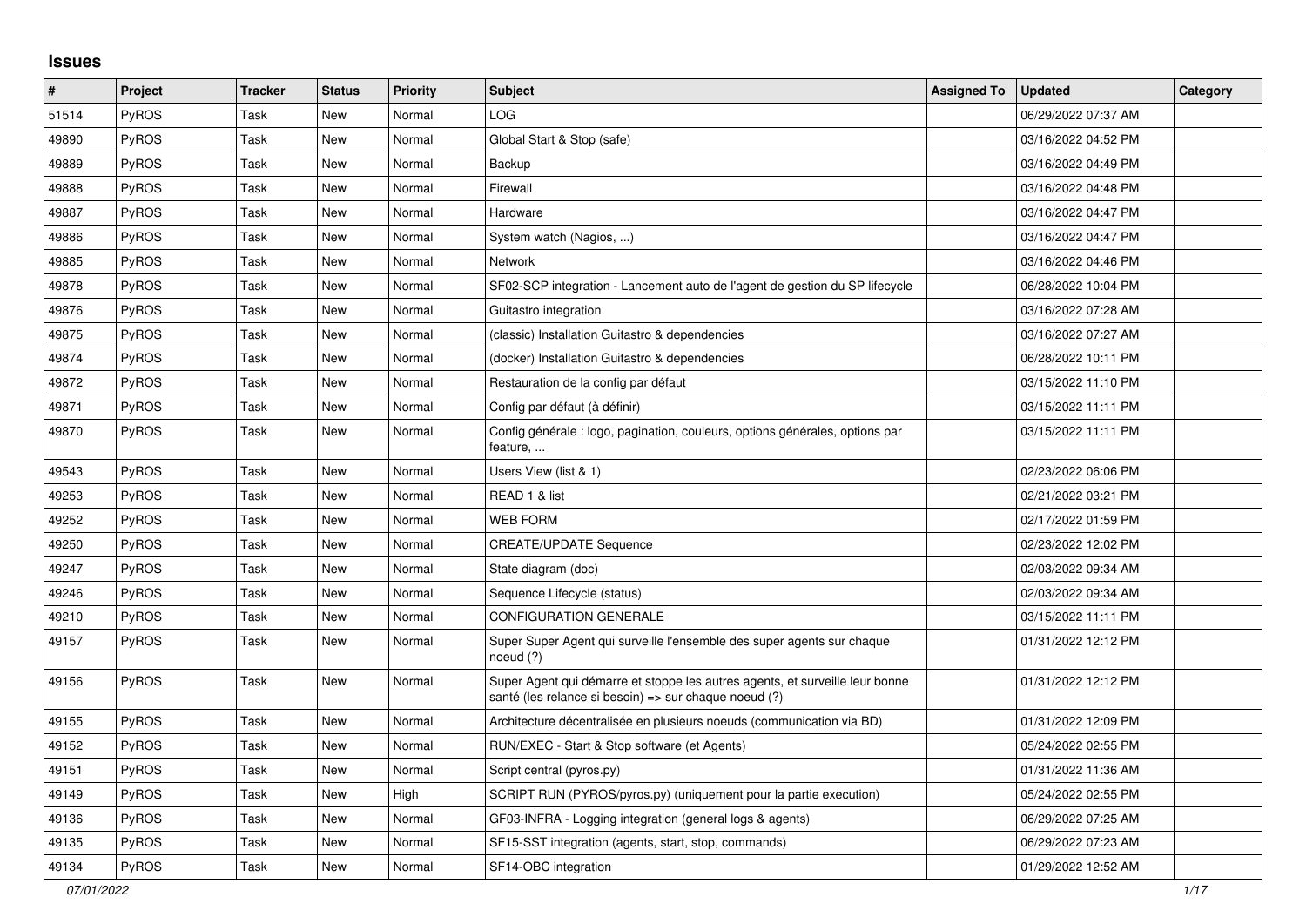## Issues

| # | Project | Tracker | Status | Priority | Subject | Assigned To | Updated | Category |
|---|---|---|---|---|---|---|---|---|
| 51514 | PyROS | Task | New | Normal | LOG | | 06/29/2022 07:37 AM | |
| 49890 | PyROS | Task | New | Normal | Global Start & Stop (safe) | | 03/16/2022 04:52 PM | |
| 49889 | PyROS | Task | New | Normal | Backup | | 03/16/2022 04:49 PM | |
| 49888 | PyROS | Task | New | Normal | Firewall | | 03/16/2022 04:48 PM | |
| 49887 | PyROS | Task | New | Normal | Hardware | | 03/16/2022 04:47 PM | |
| 49886 | PyROS | Task | New | Normal | System watch (Nagios, ...) | | 03/16/2022 04:47 PM | |
| 49885 | PyROS | Task | New | Normal | Network | | 03/16/2022 04:46 PM | |
| 49878 | PyROS | Task | New | Normal | SF02-SCP integration - Lancement auto de l'agent de gestion du SP lifecycle | | 06/28/2022 10:04 PM | |
| 49876 | PyROS | Task | New | Normal | Guitastro integration | | 03/16/2022 07:28 AM | |
| 49875 | PyROS | Task | New | Normal | (classic) Installation Guitastro & dependencies | | 03/16/2022 07:27 AM | |
| 49874 | PyROS | Task | New | Normal | (docker) Installation Guitastro & dependencies | | 06/28/2022 10:11 PM | |
| 49872 | PyROS | Task | New | Normal | Restauration de la config par défaut | | 03/15/2022 11:10 PM | |
| 49871 | PyROS | Task | New | Normal | Config par défaut (à définir) | | 03/15/2022 11:11 PM | |
| 49870 | PyROS | Task | New | Normal | Config générale : logo, pagination, couleurs, options générales, options par feature, ... | | 03/15/2022 11:11 PM | |
| 49543 | PyROS | Task | New | Normal | Users View (list & 1) | | 02/23/2022 06:06 PM | |
| 49253 | PyROS | Task | New | Normal | READ 1 & list | | 02/21/2022 03:21 PM | |
| 49252 | PyROS | Task | New | Normal | WEB FORM | | 02/17/2022 01:59 PM | |
| 49250 | PyROS | Task | New | Normal | CREATE/UPDATE Sequence | | 02/23/2022 12:02 PM | |
| 49247 | PyROS | Task | New | Normal | State diagram (doc) | | 02/03/2022 09:34 AM | |
| 49246 | PyROS | Task | New | Normal | Sequence Lifecycle (status) | | 02/03/2022 09:34 AM | |
| 49210 | PyROS | Task | New | Normal | CONFIGURATION GENERALE | | 03/15/2022 11:11 PM | |
| 49157 | PyROS | Task | New | Normal | Super Super Agent qui surveille l'ensemble des super agents sur chaque noeud (?) | | 01/31/2022 12:12 PM | |
| 49156 | PyROS | Task | New | Normal | Super Agent qui démarre et stoppe les autres agents, et surveille leur bonne santé (les relance si besoin) => sur chaque noeud (?) | | 01/31/2022 12:12 PM | |
| 49155 | PyROS | Task | New | Normal | Architecture décentralisée en plusieurs noeuds (communication via BD) | | 01/31/2022 12:09 PM | |
| 49152 | PyROS | Task | New | Normal | RUN/EXEC - Start & Stop software (et Agents) | | 05/24/2022 02:55 PM | |
| 49151 | PyROS | Task | New | Normal | Script central (pyros.py) | | 01/31/2022 11:36 AM | |
| 49149 | PyROS | Task | New | High | SCRIPT RUN (PYROS/pyros.py) (uniquement pour la partie execution) | | 05/24/2022 02:55 PM | |
| 49136 | PyROS | Task | New | Normal | GF03-INFRA - Logging integration (general logs & agents) | | 06/29/2022 07:25 AM | |
| 49135 | PyROS | Task | New | Normal | SF15-SST integration (agents, start, stop, commands) | | 06/29/2022 07:23 AM | |
| 49134 | PyROS | Task | New | Normal | SF14-OBC integration | | 01/29/2022 12:52 AM | |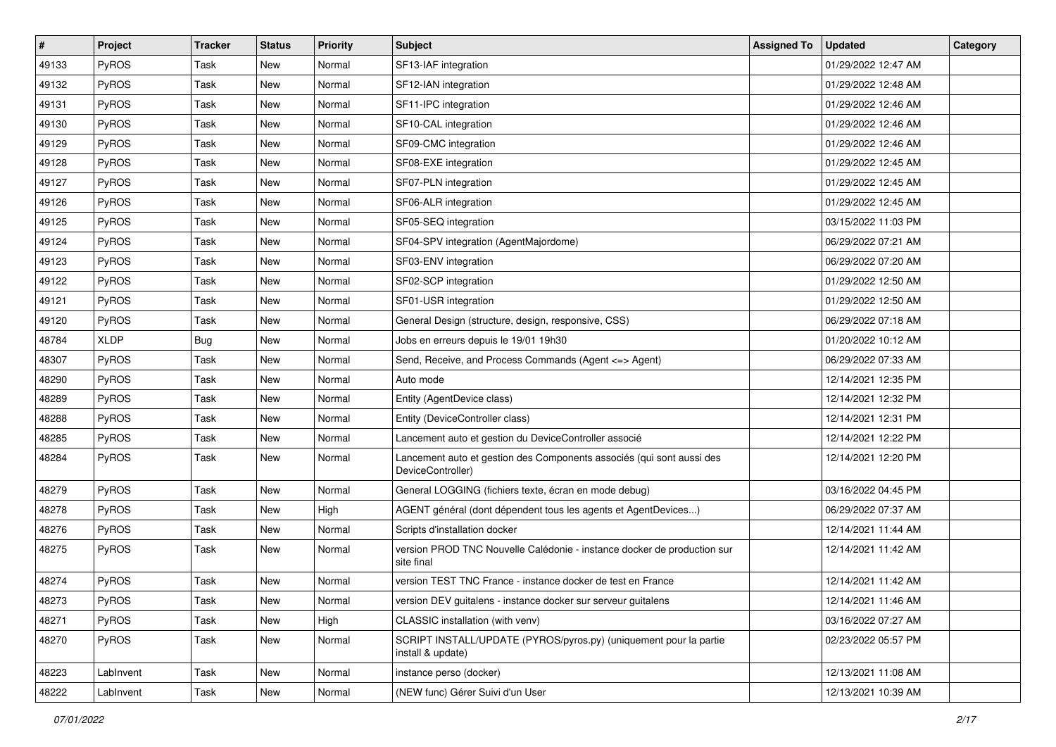| # | Project | Tracker | Status | Priority | Subject | Assigned To | Updated | Category |
|---|---|---|---|---|---|---|---|---|
| 49133 | PyROS | Task | New | Normal | SF13-IAF integration | | 01/29/2022 12:47 AM | |
| 49132 | PyROS | Task | New | Normal | SF12-IAN integration | | 01/29/2022 12:48 AM | |
| 49131 | PyROS | Task | New | Normal | SF11-IPC integration | | 01/29/2022 12:46 AM | |
| 49130 | PyROS | Task | New | Normal | SF10-CAL integration | | 01/29/2022 12:46 AM | |
| 49129 | PyROS | Task | New | Normal | SF09-CMC integration | | 01/29/2022 12:46 AM | |
| 49128 | PyROS | Task | New | Normal | SF08-EXE integration | | 01/29/2022 12:45 AM | |
| 49127 | PyROS | Task | New | Normal | SF07-PLN integration | | 01/29/2022 12:45 AM | |
| 49126 | PyROS | Task | New | Normal | SF06-ALR integration | | 01/29/2022 12:45 AM | |
| 49125 | PyROS | Task | New | Normal | SF05-SEQ integration | | 03/15/2022 11:03 PM | |
| 49124 | PyROS | Task | New | Normal | SF04-SPV integration (AgentMajordome) | | 06/29/2022 07:21 AM | |
| 49123 | PyROS | Task | New | Normal | SF03-ENV integration | | 06/29/2022 07:20 AM | |
| 49122 | PyROS | Task | New | Normal | SF02-SCP integration | | 01/29/2022 12:50 AM | |
| 49121 | PyROS | Task | New | Normal | SF01-USR integration | | 01/29/2022 12:50 AM | |
| 49120 | PyROS | Task | New | Normal | General Design (structure, design, responsive, CSS) | | 06/29/2022 07:18 AM | |
| 48784 | XLDP | Bug | New | Normal | Jobs en erreurs depuis le 19/01 19h30 | | 01/20/2022 10:12 AM | |
| 48307 | PyROS | Task | New | Normal | Send, Receive, and Process Commands (Agent <=> Agent) | | 06/29/2022 07:33 AM | |
| 48290 | PyROS | Task | New | Normal | Auto mode | | 12/14/2021 12:35 PM | |
| 48289 | PyROS | Task | New | Normal | Entity (AgentDevice class) | | 12/14/2021 12:32 PM | |
| 48288 | PyROS | Task | New | Normal | Entity (DeviceController class) | | 12/14/2021 12:31 PM | |
| 48285 | PyROS | Task | New | Normal | Lancement auto et gestion du DeviceController associé | | 12/14/2021 12:22 PM | |
| 48284 | PyROS | Task | New | Normal | Lancement auto et gestion des Components associés (qui sont aussi des DeviceController) | | 12/14/2021 12:20 PM | |
| 48279 | PyROS | Task | New | Normal | General LOGGING (fichiers texte, écran en mode debug) | | 03/16/2022 04:45 PM | |
| 48278 | PyROS | Task | New | High | AGENT général (dont dépendent tous les agents et AgentDevices...) | | 06/29/2022 07:37 AM | |
| 48276 | PyROS | Task | New | Normal | Scripts d'installation docker | | 12/14/2021 11:44 AM | |
| 48275 | PyROS | Task | New | Normal | version PROD TNC Nouvelle Calédonie - instance docker de production sur site final | | 12/14/2021 11:42 AM | |
| 48274 | PyROS | Task | New | Normal | version TEST TNC France - instance docker de test en France | | 12/14/2021 11:42 AM | |
| 48273 | PyROS | Task | New | Normal | version DEV guitalens - instance docker sur serveur guitalens | | 12/14/2021 11:46 AM | |
| 48271 | PyROS | Task | New | High | CLASSIC installation (with venv) | | 03/16/2022 07:27 AM | |
| 48270 | PyROS | Task | New | Normal | SCRIPT INSTALL/UPDATE (PYROS/pyros.py) (uniquement pour la partie install & update) | | 02/23/2022 05:57 PM | |
| 48223 | LabInvent | Task | New | Normal | instance perso (docker) | | 12/13/2021 11:08 AM | |
| 48222 | LabInvent | Task | New | Normal | (NEW func) Gérer Suivi d'un User | | 12/13/2021 10:39 AM | |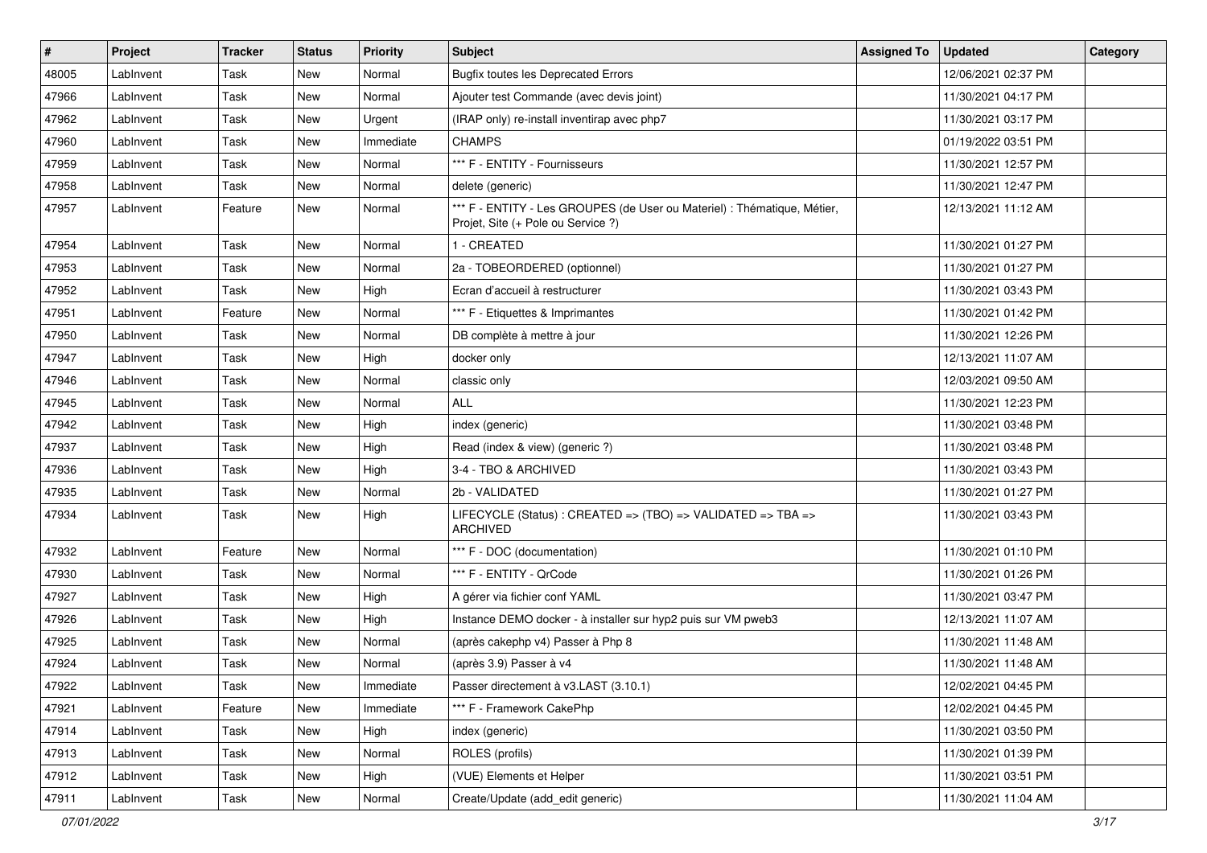| # | Project | Tracker | Status | Priority | Subject | Assigned To | Updated | Category |
|---|---|---|---|---|---|---|---|---|
| 48005 | LabInvent | Task | New | Normal | Bugfix toutes les Deprecated Errors | | 12/06/2021 02:37 PM | |
| 47966 | LabInvent | Task | New | Normal | Ajouter test Commande (avec devis joint) | | 11/30/2021 04:17 PM | |
| 47962 | LabInvent | Task | New | Urgent | (IRAP only) re-install inventirap avec php7 | | 11/30/2021 03:17 PM | |
| 47960 | LabInvent | Task | New | Immediate | CHAMPS | | 01/19/2022 03:51 PM | |
| 47959 | LabInvent | Task | New | Normal | *** F - ENTITY - Fournisseurs | | 11/30/2021 12:57 PM | |
| 47958 | LabInvent | Task | New | Normal | delete (generic) | | 11/30/2021 12:47 PM | |
| 47957 | LabInvent | Feature | New | Normal | *** F - ENTITY - Les GROUPES (de User ou Materiel) : Thématique, Métier, Projet, Site (+ Pole ou Service ?) | | 12/13/2021 11:12 AM | |
| 47954 | LabInvent | Task | New | Normal | 1 - CREATED | | 11/30/2021 01:27 PM | |
| 47953 | LabInvent | Task | New | Normal | 2a - TOBEORDERED (optionnel) | | 11/30/2021 01:27 PM | |
| 47952 | LabInvent | Task | New | High | Ecran d'accueil à restructurer | | 11/30/2021 03:43 PM | |
| 47951 | LabInvent | Feature | New | Normal | *** F - Etiquettes & Imprimantes | | 11/30/2021 01:42 PM | |
| 47950 | LabInvent | Task | New | Normal | DB complète à mettre à jour | | 11/30/2021 12:26 PM | |
| 47947 | LabInvent | Task | New | High | docker only | | 12/13/2021 11:07 AM | |
| 47946 | LabInvent | Task | New | Normal | classic only | | 12/03/2021 09:50 AM | |
| 47945 | LabInvent | Task | New | Normal | ALL | | 11/30/2021 12:23 PM | |
| 47942 | LabInvent | Task | New | High | index (generic) | | 11/30/2021 03:48 PM | |
| 47937 | LabInvent | Task | New | High | Read (index & view) (generic ?) | | 11/30/2021 03:48 PM | |
| 47936 | LabInvent | Task | New | High | 3-4 - TBO & ARCHIVED | | 11/30/2021 03:43 PM | |
| 47935 | LabInvent | Task | New | Normal | 2b - VALIDATED | | 11/30/2021 01:27 PM | |
| 47934 | LabInvent | Task | New | High | LIFECYCLE (Status) : CREATED => (TBO) => VALIDATED => TBA => ARCHIVED | | 11/30/2021 03:43 PM | |
| 47932 | LabInvent | Feature | New | Normal | *** F - DOC (documentation) | | 11/30/2021 01:10 PM | |
| 47930 | LabInvent | Task | New | Normal | *** F - ENTITY - QrCode | | 11/30/2021 01:26 PM | |
| 47927 | LabInvent | Task | New | High | A gérer via fichier conf YAML | | 11/30/2021 03:47 PM | |
| 47926 | LabInvent | Task | New | High | Instance DEMO docker - à installer sur hyp2 puis sur VM pweb3 | | 12/13/2021 11:07 AM | |
| 47925 | LabInvent | Task | New | Normal | (après cakephp v4) Passer à Php 8 | | 11/30/2021 11:48 AM | |
| 47924 | LabInvent | Task | New | Normal | (après 3.9) Passer à v4 | | 11/30/2021 11:48 AM | |
| 47922 | LabInvent | Task | New | Immediate | Passer directement à v3.LAST (3.10.1) | | 12/02/2021 04:45 PM | |
| 47921 | LabInvent | Feature | New | Immediate | *** F - Framework CakePhp | | 12/02/2021 04:45 PM | |
| 47914 | LabInvent | Task | New | High | index (generic) | | 11/30/2021 03:50 PM | |
| 47913 | LabInvent | Task | New | Normal | ROLES (profils) | | 11/30/2021 01:39 PM | |
| 47912 | LabInvent | Task | New | High | (VUE) Elements et Helper | | 11/30/2021 03:51 PM | |
| 47911 | LabInvent | Task | New | Normal | Create/Update (add_edit generic) | | 11/30/2021 11:04 AM | |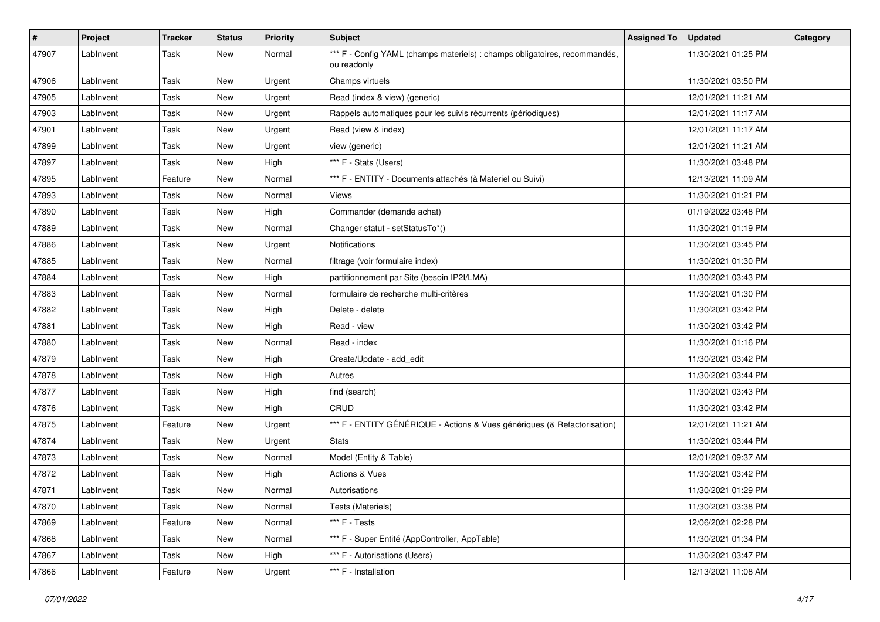| # | Project | Tracker | Status | Priority | Subject | Assigned To | Updated | Category |
|---|---|---|---|---|---|---|---|---|
| 47907 | LabInvent | Task | New | Normal | *** F - Config YAML (champs materiels) : champs obligatoires, recommandés, ou readonly | | 11/30/2021 01:25 PM | |
| 47906 | LabInvent | Task | New | Urgent | Champs virtuels | | 11/30/2021 03:50 PM | |
| 47905 | LabInvent | Task | New | Urgent | Read (index & view) (generic) | | 12/01/2021 11:21 AM | |
| 47903 | LabInvent | Task | New | Urgent | Rappels automatiques pour les suivis récurrents (périodiques) | | 12/01/2021 11:17 AM | |
| 47901 | LabInvent | Task | New | Urgent | Read (view & index) | | 12/01/2021 11:17 AM | |
| 47899 | LabInvent | Task | New | Urgent | view (generic) | | 12/01/2021 11:21 AM | |
| 47897 | LabInvent | Task | New | High | *** F - Stats (Users) | | 11/30/2021 03:48 PM | |
| 47895 | LabInvent | Feature | New | Normal | *** F - ENTITY - Documents attachés (à Materiel ou Suivi) | | 12/13/2021 11:09 AM | |
| 47893 | LabInvent | Task | New | Normal | Views | | 11/30/2021 01:21 PM | |
| 47890 | LabInvent | Task | New | High | Commander (demande achat) | | 01/19/2022 03:48 PM | |
| 47889 | LabInvent | Task | New | Normal | Changer statut - setStatusTo*() | | 11/30/2021 01:19 PM | |
| 47886 | LabInvent | Task | New | Urgent | Notifications | | 11/30/2021 03:45 PM | |
| 47885 | LabInvent | Task | New | Normal | filtrage (voir formulaire index) | | 11/30/2021 01:30 PM | |
| 47884 | LabInvent | Task | New | High | partitionnement par Site (besoin IP2I/LMA) | | 11/30/2021 03:43 PM | |
| 47883 | LabInvent | Task | New | Normal | formulaire de recherche multi-critères | | 11/30/2021 01:30 PM | |
| 47882 | LabInvent | Task | New | High | Delete - delete | | 11/30/2021 03:42 PM | |
| 47881 | LabInvent | Task | New | High | Read - view | | 11/30/2021 03:42 PM | |
| 47880 | LabInvent | Task | New | Normal | Read - index | | 11/30/2021 01:16 PM | |
| 47879 | LabInvent | Task | New | High | Create/Update - add_edit | | 11/30/2021 03:42 PM | |
| 47878 | LabInvent | Task | New | High | Autres | | 11/30/2021 03:44 PM | |
| 47877 | LabInvent | Task | New | High | find (search) | | 11/30/2021 03:43 PM | |
| 47876 | LabInvent | Task | New | High | CRUD | | 11/30/2021 03:42 PM | |
| 47875 | LabInvent | Feature | New | Urgent | *** F - ENTITY GÉNÉRIQUE - Actions & Vues génériques (& Refactorisation) | | 12/01/2021 11:21 AM | |
| 47874 | LabInvent | Task | New | Urgent | Stats | | 11/30/2021 03:44 PM | |
| 47873 | LabInvent | Task | New | Normal | Model (Entity & Table) | | 12/01/2021 09:37 AM | |
| 47872 | LabInvent | Task | New | High | Actions & Vues | | 11/30/2021 03:42 PM | |
| 47871 | LabInvent | Task | New | Normal | Autorisations | | 11/30/2021 01:29 PM | |
| 47870 | LabInvent | Task | New | Normal | Tests (Materiels) | | 11/30/2021 03:38 PM | |
| 47869 | LabInvent | Feature | New | Normal | *** F - Tests | | 12/06/2021 02:28 PM | |
| 47868 | LabInvent | Task | New | Normal | *** F - Super Entité (AppController, AppTable) | | 11/30/2021 01:34 PM | |
| 47867 | LabInvent | Task | New | High | *** F - Autorisations (Users) | | 11/30/2021 03:47 PM | |
| 47866 | LabInvent | Feature | New | Urgent | *** F - Installation | | 12/13/2021 11:08 AM | |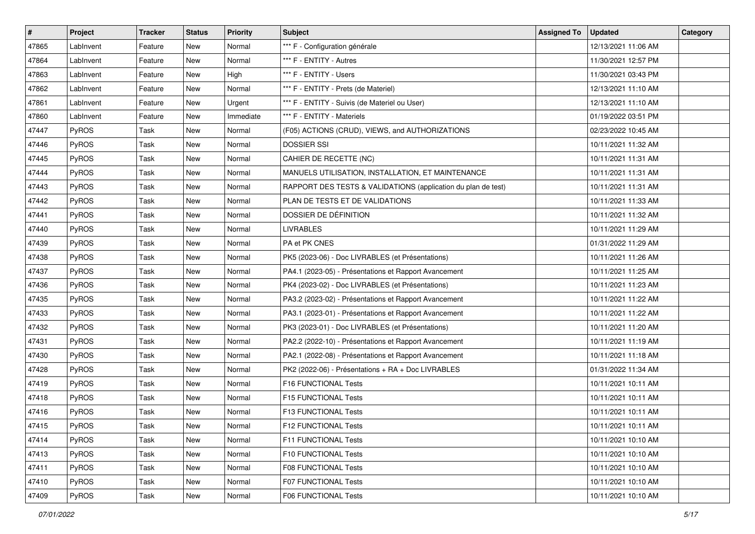| # | Project | Tracker | Status | Priority | Subject | Assigned To | Updated | Category |
|---|---|---|---|---|---|---|---|---|
| 47865 | LabInvent | Feature | New | Normal | *** F - Configuration générale | | 12/13/2021 11:06 AM | |
| 47864 | LabInvent | Feature | New | Normal | *** F - ENTITY - Autres | | 11/30/2021 12:57 PM | |
| 47863 | LabInvent | Feature | New | High | *** F - ENTITY - Users | | 11/30/2021 03:43 PM | |
| 47862 | LabInvent | Feature | New | Normal | *** F - ENTITY - Prets (de Materiel) | | 12/13/2021 11:10 AM | |
| 47861 | LabInvent | Feature | New | Urgent | *** F - ENTITY - Suivis (de Materiel ou User) | | 12/13/2021 11:10 AM | |
| 47860 | LabInvent | Feature | New | Immediate | *** F - ENTITY - Materiels | | 01/19/2022 03:51 PM | |
| 47447 | PyROS | Task | New | Normal | (F05) ACTIONS (CRUD), VIEWS, and AUTHORIZATIONS | | 02/23/2022 10:45 AM | |
| 47446 | PyROS | Task | New | Normal | DOSSIER SSI | | 10/11/2021 11:32 AM | |
| 47445 | PyROS | Task | New | Normal | CAHIER DE RECETTE (NC) | | 10/11/2021 11:31 AM | |
| 47444 | PyROS | Task | New | Normal | MANUELS UTILISATION, INSTALLATION, ET MAINTENANCE | | 10/11/2021 11:31 AM | |
| 47443 | PyROS | Task | New | Normal | RAPPORT DES TESTS & VALIDATIONS (application du plan de test) | | 10/11/2021 11:31 AM | |
| 47442 | PyROS | Task | New | Normal | PLAN DE TESTS ET DE VALIDATIONS | | 10/11/2021 11:33 AM | |
| 47441 | PyROS | Task | New | Normal | DOSSIER DE DÉFINITION | | 10/11/2021 11:32 AM | |
| 47440 | PyROS | Task | New | Normal | LIVRABLES | | 10/11/2021 11:29 AM | |
| 47439 | PyROS | Task | New | Normal | PA et PK CNES | | 01/31/2022 11:29 AM | |
| 47438 | PyROS | Task | New | Normal | PK5 (2023-06) - Doc LIVRABLES (et Présentations) | | 10/11/2021 11:26 AM | |
| 47437 | PyROS | Task | New | Normal | PA4.1 (2023-05) - Présentations et Rapport Avancement | | 10/11/2021 11:25 AM | |
| 47436 | PyROS | Task | New | Normal | PK4 (2023-02) - Doc LIVRABLES (et Présentations) | | 10/11/2021 11:23 AM | |
| 47435 | PyROS | Task | New | Normal | PA3.2 (2023-02) - Présentations et Rapport Avancement | | 10/11/2021 11:22 AM | |
| 47433 | PyROS | Task | New | Normal | PA3.1 (2023-01) - Présentations et Rapport Avancement | | 10/11/2021 11:22 AM | |
| 47432 | PyROS | Task | New | Normal | PK3 (2023-01) - Doc LIVRABLES (et Présentations) | | 10/11/2021 11:20 AM | |
| 47431 | PyROS | Task | New | Normal | PA2.2 (2022-10) - Présentations et Rapport Avancement | | 10/11/2021 11:19 AM | |
| 47430 | PyROS | Task | New | Normal | PA2.1 (2022-08) - Présentations et Rapport Avancement | | 10/11/2021 11:18 AM | |
| 47428 | PyROS | Task | New | Normal | PK2 (2022-06) - Présentations + RA + Doc LIVRABLES | | 01/31/2022 11:34 AM | |
| 47419 | PyROS | Task | New | Normal | F16 FUNCTIONAL Tests | | 10/11/2021 10:11 AM | |
| 47418 | PyROS | Task | New | Normal | F15 FUNCTIONAL Tests | | 10/11/2021 10:11 AM | |
| 47416 | PyROS | Task | New | Normal | F13 FUNCTIONAL Tests | | 10/11/2021 10:11 AM | |
| 47415 | PyROS | Task | New | Normal | F12 FUNCTIONAL Tests | | 10/11/2021 10:11 AM | |
| 47414 | PyROS | Task | New | Normal | F11 FUNCTIONAL Tests | | 10/11/2021 10:10 AM | |
| 47413 | PyROS | Task | New | Normal | F10 FUNCTIONAL Tests | | 10/11/2021 10:10 AM | |
| 47411 | PyROS | Task | New | Normal | F08 FUNCTIONAL Tests | | 10/11/2021 10:10 AM | |
| 47410 | PyROS | Task | New | Normal | F07 FUNCTIONAL Tests | | 10/11/2021 10:10 AM | |
| 47409 | PyROS | Task | New | Normal | F06 FUNCTIONAL Tests | | 10/11/2021 10:10 AM | |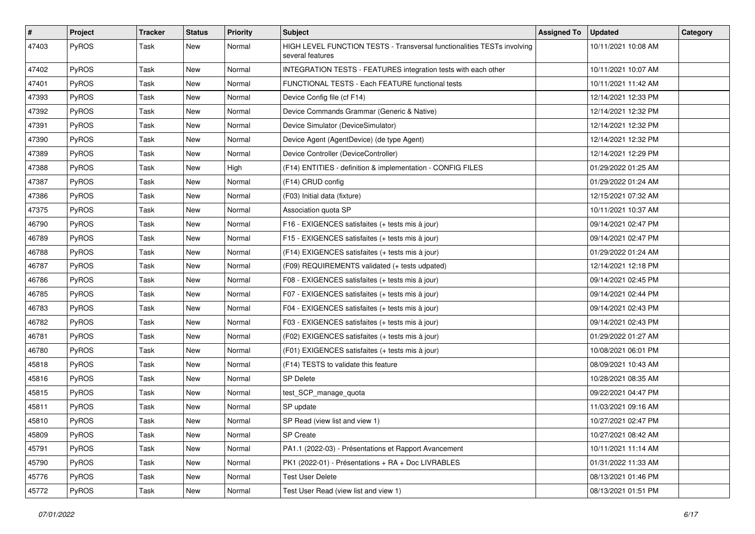| # | Project | Tracker | Status | Priority | Subject | Assigned To | Updated | Category |
|---|---|---|---|---|---|---|---|---|
| 47403 | PyROS | Task | New | Normal | HIGH LEVEL FUNCTION TESTS - Transversal functionalities TESTs involving several features | | 10/11/2021 10:08 AM | |
| 47402 | PyROS | Task | New | Normal | INTEGRATION TESTS - FEATURES integration tests with each other | | 10/11/2021 10:07 AM | |
| 47401 | PyROS | Task | New | Normal | FUNCTIONAL TESTS - Each FEATURE functional tests | | 10/11/2021 11:42 AM | |
| 47393 | PyROS | Task | New | Normal | Device Config file (cf F14) | | 12/14/2021 12:33 PM | |
| 47392 | PyROS | Task | New | Normal | Device Commands Grammar (Generic & Native) | | 12/14/2021 12:32 PM | |
| 47391 | PyROS | Task | New | Normal | Device Simulator (DeviceSimulator) | | 12/14/2021 12:32 PM | |
| 47390 | PyROS | Task | New | Normal | Device Agent (AgentDevice) (de type Agent) | | 12/14/2021 12:32 PM | |
| 47389 | PyROS | Task | New | Normal | Device Controller (DeviceController) | | 12/14/2021 12:29 PM | |
| 47388 | PyROS | Task | New | High | (F14) ENTITIES - definition & implementation - CONFIG FILES | | 01/29/2022 01:25 AM | |
| 47387 | PyROS | Task | New | Normal | (F14) CRUD config | | 01/29/2022 01:24 AM | |
| 47386 | PyROS | Task | New | Normal | (F03) Initial data (fixture) | | 12/15/2021 07:32 AM | |
| 47375 | PyROS | Task | New | Normal | Association quota SP | | 10/11/2021 10:37 AM | |
| 46790 | PyROS | Task | New | Normal | F16 - EXIGENCES satisfaites (+ tests mis à jour) | | 09/14/2021 02:47 PM | |
| 46789 | PyROS | Task | New | Normal | F15 - EXIGENCES satisfaites (+ tests mis à jour) | | 09/14/2021 02:47 PM | |
| 46788 | PyROS | Task | New | Normal | (F14) EXIGENCES satisfaites (+ tests mis à jour) | | 01/29/2022 01:24 AM | |
| 46787 | PyROS | Task | New | Normal | (F09) REQUIREMENTS validated (+ tests udpated) | | 12/14/2021 12:18 PM | |
| 46786 | PyROS | Task | New | Normal | F08 - EXIGENCES satisfaites (+ tests mis à jour) | | 09/14/2021 02:45 PM | |
| 46785 | PyROS | Task | New | Normal | F07 - EXIGENCES satisfaites (+ tests mis à jour) | | 09/14/2021 02:44 PM | |
| 46783 | PyROS | Task | New | Normal | F04 - EXIGENCES satisfaites (+ tests mis à jour) | | 09/14/2021 02:43 PM | |
| 46782 | PyROS | Task | New | Normal | F03 - EXIGENCES satisfaites (+ tests mis à jour) | | 09/14/2021 02:43 PM | |
| 46781 | PyROS | Task | New | Normal | (F02) EXIGENCES satisfaites (+ tests mis à jour) | | 01/29/2022 01:27 AM | |
| 46780 | PyROS | Task | New | Normal | (F01) EXIGENCES satisfaites (+ tests mis à jour) | | 10/08/2021 06:01 PM | |
| 45818 | PyROS | Task | New | Normal | (F14) TESTS to validate this feature | | 08/09/2021 10:43 AM | |
| 45816 | PyROS | Task | New | Normal | SP Delete | | 10/28/2021 08:35 AM | |
| 45815 | PyROS | Task | New | Normal | test_SCP_manage_quota | | 09/22/2021 04:47 PM | |
| 45811 | PyROS | Task | New | Normal | SP update | | 11/03/2021 09:16 AM | |
| 45810 | PyROS | Task | New | Normal | SP Read (view list and view 1) | | 10/27/2021 02:47 PM | |
| 45809 | PyROS | Task | New | Normal | SP Create | | 10/27/2021 08:42 AM | |
| 45791 | PyROS | Task | New | Normal | PA1.1 (2022-03) - Présentations et Rapport Avancement | | 10/11/2021 11:14 AM | |
| 45790 | PyROS | Task | New | Normal | PK1 (2022-01) - Présentations + RA + Doc LIVRABLES | | 01/31/2022 11:33 AM | |
| 45776 | PyROS | Task | New | Normal | Test User Delete | | 08/13/2021 01:46 PM | |
| 45772 | PyROS | Task | New | Normal | Test User Read (view list and view 1) | | 08/13/2021 01:51 PM | |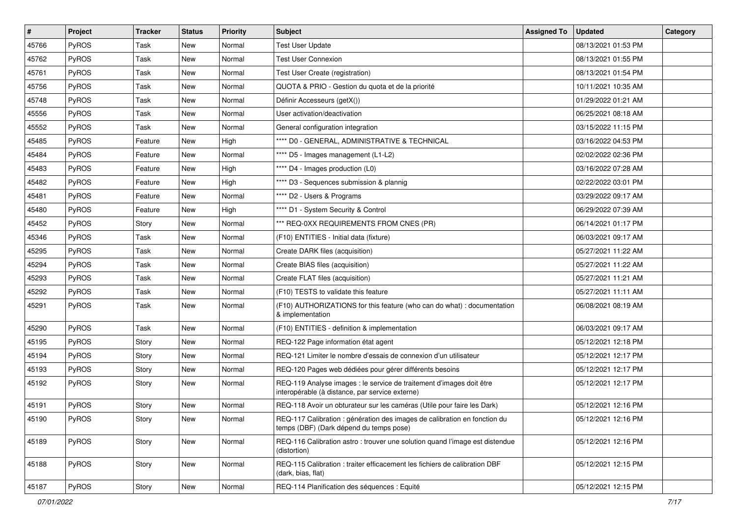| # | Project | Tracker | Status | Priority | Subject | Assigned To | Updated | Category |
| --- | --- | --- | --- | --- | --- | --- | --- | --- |
| 45766 | PyROS | Task | New | Normal | Test User Update | | 08/13/2021 01:53 PM | |
| 45762 | PyROS | Task | New | Normal | Test User Connexion | | 08/13/2021 01:55 PM | |
| 45761 | PyROS | Task | New | Normal | Test User Create (registration) | | 08/13/2021 01:54 PM | |
| 45756 | PyROS | Task | New | Normal | QUOTA & PRIO - Gestion du quota et de la priorité | | 10/11/2021 10:35 AM | |
| 45748 | PyROS | Task | New | Normal | Définir Accesseurs (getX()) | | 01/29/2022 01:21 AM | |
| 45556 | PyROS | Task | New | Normal | User activation/deactivation | | 06/25/2021 08:18 AM | |
| 45552 | PyROS | Task | New | Normal | General configuration integration | | 03/15/2022 11:15 PM | |
| 45485 | PyROS | Feature | New | High | **** D0 - GENERAL, ADMINISTRATIVE & TECHNICAL | | 03/16/2022 04:53 PM | |
| 45484 | PyROS | Feature | New | Normal | **** D5 - Images management (L1-L2) | | 02/02/2022 02:36 PM | |
| 45483 | PyROS | Feature | New | High | **** D4 - Images production (L0) | | 03/16/2022 07:28 AM | |
| 45482 | PyROS | Feature | New | High | **** D3 - Sequences submission & plannig | | 02/22/2022 03:01 PM | |
| 45481 | PyROS | Feature | New | Normal | **** D2 - Users & Programs | | 03/29/2022 09:17 AM | |
| 45480 | PyROS | Feature | New | High | **** D1 - System Security & Control | | 06/29/2022 07:39 AM | |
| 45452 | PyROS | Story | New | Normal | *** REQ-0XX REQUIREMENTS FROM CNES (PR) | | 06/14/2021 01:17 PM | |
| 45346 | PyROS | Task | New | Normal | (F10) ENTITIES - Initial data (fixture) | | 06/03/2021 09:17 AM | |
| 45295 | PyROS | Task | New | Normal | Create DARK files (acquisition) | | 05/27/2021 11:22 AM | |
| 45294 | PyROS | Task | New | Normal | Create BIAS files (acquisition) | | 05/27/2021 11:22 AM | |
| 45293 | PyROS | Task | New | Normal | Create FLAT files (acquisition) | | 05/27/2021 11:21 AM | |
| 45292 | PyROS | Task | New | Normal | (F10) TESTS to validate this feature | | 05/27/2021 11:11 AM | |
| 45291 | PyROS | Task | New | Normal | (F10) AUTHORIZATIONS for this feature (who can do what) : documentation & implementation | | 06/08/2021 08:19 AM | |
| 45290 | PyROS | Task | New | Normal | (F10) ENTITIES - definition & implementation | | 06/03/2021 09:17 AM | |
| 45195 | PyROS | Story | New | Normal | REQ-122 Page information état agent | | 05/12/2021 12:18 PM | |
| 45194 | PyROS | Story | New | Normal | REQ-121 Limiter le nombre d'essais de connexion d'un utilisateur | | 05/12/2021 12:17 PM | |
| 45193 | PyROS | Story | New | Normal | REQ-120 Pages web dédiées pour gérer différents besoins | | 05/12/2021 12:17 PM | |
| 45192 | PyROS | Story | New | Normal | REQ-119 Analyse images : le service de traitement d'images doit être interopérable (à distance, par service externe) | | 05/12/2021 12:17 PM | |
| 45191 | PyROS | Story | New | Normal | REQ-118 Avoir un obturateur sur les caméras (Utile pour faire les Dark) | | 05/12/2021 12:16 PM | |
| 45190 | PyROS | Story | New | Normal | REQ-117 Calibration : génération des images de calibration en fonction du temps (DBF) (Dark dépend du temps pose) | | 05/12/2021 12:16 PM | |
| 45189 | PyROS | Story | New | Normal | REQ-116 Calibration astro : trouver une solution quand l'image est distendue (distortion) | | 05/12/2021 12:16 PM | |
| 45188 | PyROS | Story | New | Normal | REQ-115 Calibration : traiter efficacement les fichiers de calibration DBF (dark, bias, flat) | | 05/12/2021 12:15 PM | |
| 45187 | PyROS | Story | New | Normal | REQ-114 Planification des séquences : Equité | | 05/12/2021 12:15 PM | |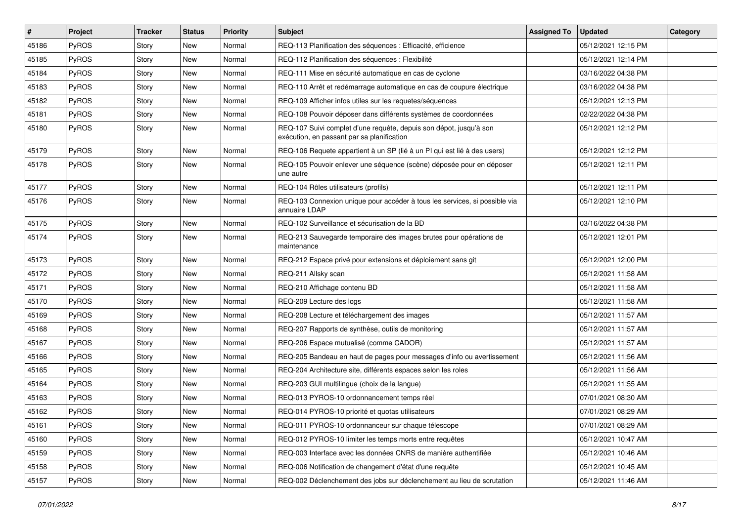| # | Project | Tracker | Status | Priority | Subject | Assigned To | Updated | Category |
|---|---|---|---|---|---|---|---|---|
| 45186 | PyROS | Story | New | Normal | REQ-113 Planification des séquences : Efficacité, efficience | | 05/12/2021 12:15 PM | |
| 45185 | PyROS | Story | New | Normal | REQ-112 Planification des séquences : Flexibilité | | 05/12/2021 12:14 PM | |
| 45184 | PyROS | Story | New | Normal | REQ-111 Mise en sécurité automatique en cas de cyclone | | 03/16/2022 04:38 PM | |
| 45183 | PyROS | Story | New | Normal | REQ-110 Arrêt et redémarrage automatique en cas de coupure électrique | | 03/16/2022 04:38 PM | |
| 45182 | PyROS | Story | New | Normal | REQ-109 Afficher infos utiles sur les requetes/séquences | | 05/12/2021 12:13 PM | |
| 45181 | PyROS | Story | New | Normal | REQ-108 Pouvoir déposer dans différents systèmes de coordonnées | | 02/22/2022 04:38 PM | |
| 45180 | PyROS | Story | New | Normal | REQ-107 Suivi complet d'une requête, depuis son dépot, jusqu'à son exécution, en passant par sa planification | | 05/12/2021 12:12 PM | |
| 45179 | PyROS | Story | New | Normal | REQ-106 Requete appartient à un SP (lié à un PI qui est lié à des users) | | 05/12/2021 12:12 PM | |
| 45178 | PyROS | Story | New | Normal | REQ-105 Pouvoir enlever une séquence (scène) déposée pour en déposer une autre | | 05/12/2021 12:11 PM | |
| 45177 | PyROS | Story | New | Normal | REQ-104 Rôles utilisateurs (profils) | | 05/12/2021 12:11 PM | |
| 45176 | PyROS | Story | New | Normal | REQ-103 Connexion unique pour accéder à tous les services, si possible via annuaire LDAP | | 05/12/2021 12:10 PM | |
| 45175 | PyROS | Story | New | Normal | REQ-102 Surveillance et sécurisation de la BD | | 03/16/2022 04:38 PM | |
| 45174 | PyROS | Story | New | Normal | REQ-213 Sauvegarde temporaire des images brutes pour opérations de maintenance | | 05/12/2021 12:01 PM | |
| 45173 | PyROS | Story | New | Normal | REQ-212 Espace privé pour extensions et déploiement sans git | | 05/12/2021 12:00 PM | |
| 45172 | PyROS | Story | New | Normal | REQ-211 Allsky scan | | 05/12/2021 11:58 AM | |
| 45171 | PyROS | Story | New | Normal | REQ-210 Affichage contenu BD | | 05/12/2021 11:58 AM | |
| 45170 | PyROS | Story | New | Normal | REQ-209 Lecture des logs | | 05/12/2021 11:58 AM | |
| 45169 | PyROS | Story | New | Normal | REQ-208 Lecture et téléchargement des images | | 05/12/2021 11:57 AM | |
| 45168 | PyROS | Story | New | Normal | REQ-207 Rapports de synthèse, outils de monitoring | | 05/12/2021 11:57 AM | |
| 45167 | PyROS | Story | New | Normal | REQ-206 Espace mutualisé (comme CADOR) | | 05/12/2021 11:57 AM | |
| 45166 | PyROS | Story | New | Normal | REQ-205 Bandeau en haut de pages pour messages d'info ou avertissement | | 05/12/2021 11:56 AM | |
| 45165 | PyROS | Story | New | Normal | REQ-204 Architecture site, différents espaces selon les roles | | 05/12/2021 11:56 AM | |
| 45164 | PyROS | Story | New | Normal | REQ-203 GUI multilingue (choix de la langue) | | 05/12/2021 11:55 AM | |
| 45163 | PyROS | Story | New | Normal | REQ-013 PYROS-10 ordonnancement temps réel | | 07/01/2021 08:30 AM | |
| 45162 | PyROS | Story | New | Normal | REQ-014 PYROS-10 priorité et quotas utilisateurs | | 07/01/2021 08:29 AM | |
| 45161 | PyROS | Story | New | Normal | REQ-011 PYROS-10 ordonnanceur sur chaque télescope | | 07/01/2021 08:29 AM | |
| 45160 | PyROS | Story | New | Normal | REQ-012 PYROS-10 limiter les temps morts entre requêtes | | 05/12/2021 10:47 AM | |
| 45159 | PyROS | Story | New | Normal | REQ-003 Interface avec les données CNRS de manière authentifiée | | 05/12/2021 10:46 AM | |
| 45158 | PyROS | Story | New | Normal | REQ-006 Notification de changement d'état d'une requête | | 05/12/2021 10:45 AM | |
| 45157 | PyROS | Story | New | Normal | REQ-002 Déclenchement des jobs sur déclenchement au lieu de scrutation | | 05/12/2021 11:46 AM | |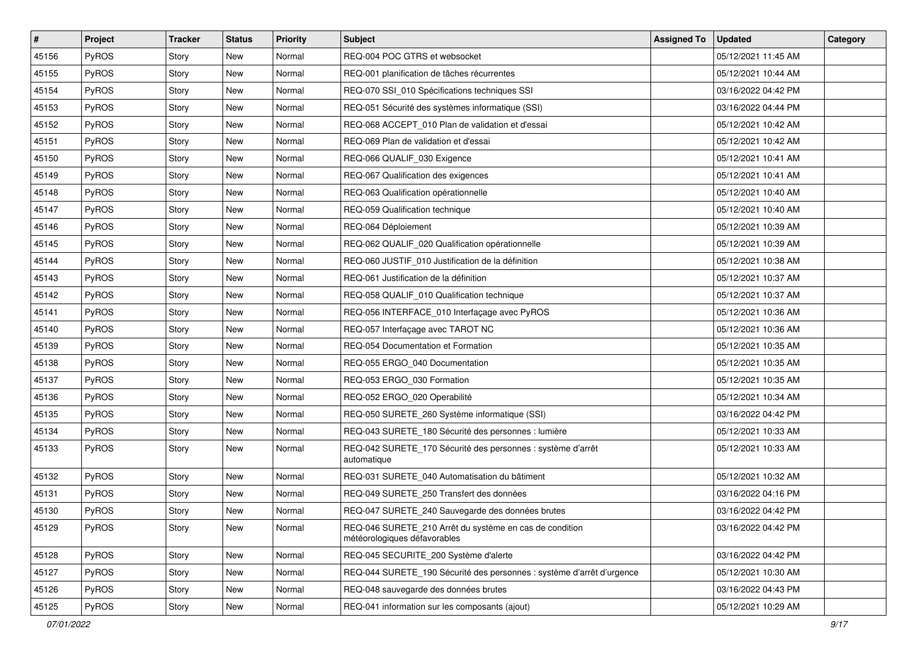| # | Project | Tracker | Status | Priority | Subject | Assigned To | Updated | Category |
|---|---|---|---|---|---|---|---|---|
| 45156 | PyROS | Story | New | Normal | REQ-004 POC GTRS et websocket | | 05/12/2021 11:45 AM | |
| 45155 | PyROS | Story | New | Normal | REQ-001 planification de tâches récurrentes | | 05/12/2021 10:44 AM | |
| 45154 | PyROS | Story | New | Normal | REQ-070 SSI_010 Spécifications techniques SSI | | 03/16/2022 04:42 PM | |
| 45153 | PyROS | Story | New | Normal | REQ-051 Sécurité des systèmes informatique (SSI) | | 03/16/2022 04:44 PM | |
| 45152 | PyROS | Story | New | Normal | REQ-068 ACCEPT_010 Plan de validation et d'essai | | 05/12/2021 10:42 AM | |
| 45151 | PyROS | Story | New | Normal | REQ-069 Plan de validation et d'essai | | 05/12/2021 10:42 AM | |
| 45150 | PyROS | Story | New | Normal | REQ-066 QUALIF_030 Exigence | | 05/12/2021 10:41 AM | |
| 45149 | PyROS | Story | New | Normal | REQ-067 Qualification des exigences | | 05/12/2021 10:41 AM | |
| 45148 | PyROS | Story | New | Normal | REQ-063 Qualification opérationnelle | | 05/12/2021 10:40 AM | |
| 45147 | PyROS | Story | New | Normal | REQ-059 Qualification technique | | 05/12/2021 10:40 AM | |
| 45146 | PyROS | Story | New | Normal | REQ-064 Déploiement | | 05/12/2021 10:39 AM | |
| 45145 | PyROS | Story | New | Normal | REQ-062 QUALIF_020 Qualification opérationnelle | | 05/12/2021 10:39 AM | |
| 45144 | PyROS | Story | New | Normal | REQ-060 JUSTIF_010 Justification de la définition | | 05/12/2021 10:38 AM | |
| 45143 | PyROS | Story | New | Normal | REQ-061 Justification de la définition | | 05/12/2021 10:37 AM | |
| 45142 | PyROS | Story | New | Normal | REQ-058 QUALIF_010 Qualification technique | | 05/12/2021 10:37 AM | |
| 45141 | PyROS | Story | New | Normal | REQ-056 INTERFACE_010 Interfaçage avec PyROS | | 05/12/2021 10:36 AM | |
| 45140 | PyROS | Story | New | Normal | REQ-057 Interfaçage avec TAROT NC | | 05/12/2021 10:36 AM | |
| 45139 | PyROS | Story | New | Normal | REQ-054 Documentation et Formation | | 05/12/2021 10:35 AM | |
| 45138 | PyROS | Story | New | Normal | REQ-055 ERGO_040 Documentation | | 05/12/2021 10:35 AM | |
| 45137 | PyROS | Story | New | Normal | REQ-053 ERGO_030 Formation | | 05/12/2021 10:35 AM | |
| 45136 | PyROS | Story | New | Normal | REQ-052 ERGO_020 Operabilité | | 05/12/2021 10:34 AM | |
| 45135 | PyROS | Story | New | Normal | REQ-050 SURETE_260 Système informatique (SSI) | | 03/16/2022 04:42 PM | |
| 45134 | PyROS | Story | New | Normal | REQ-043 SURETE_180 Sécurité des personnes : lumière | | 05/12/2021 10:33 AM | |
| 45133 | PyROS | Story | New | Normal | REQ-042 SURETE_170 Sécurité des personnes : système d'arrêt automatique | | 05/12/2021 10:33 AM | |
| 45132 | PyROS | Story | New | Normal | REQ-031 SURETE_040 Automatisation du bâtiment | | 05/12/2021 10:32 AM | |
| 45131 | PyROS | Story | New | Normal | REQ-049 SURETE_250 Transfert des données | | 03/16/2022 04:16 PM | |
| 45130 | PyROS | Story | New | Normal | REQ-047 SURETE_240 Sauvegarde des données brutes | | 03/16/2022 04:42 PM | |
| 45129 | PyROS | Story | New | Normal | REQ-046 SURETE_210 Arrêt du système en cas de condition météorologiques défavorables | | 03/16/2022 04:42 PM | |
| 45128 | PyROS | Story | New | Normal | REQ-045 SECURITE_200 Système d'alerte | | 03/16/2022 04:42 PM | |
| 45127 | PyROS | Story | New | Normal | REQ-044 SURETE_190 Sécurité des personnes : système d'arrêt d'urgence | | 05/12/2021 10:30 AM | |
| 45126 | PyROS | Story | New | Normal | REQ-048 sauvegarde des données brutes | | 03/16/2022 04:43 PM | |
| 45125 | PyROS | Story | New | Normal | REQ-041 information sur les composants (ajout) | | 05/12/2021 10:29 AM | |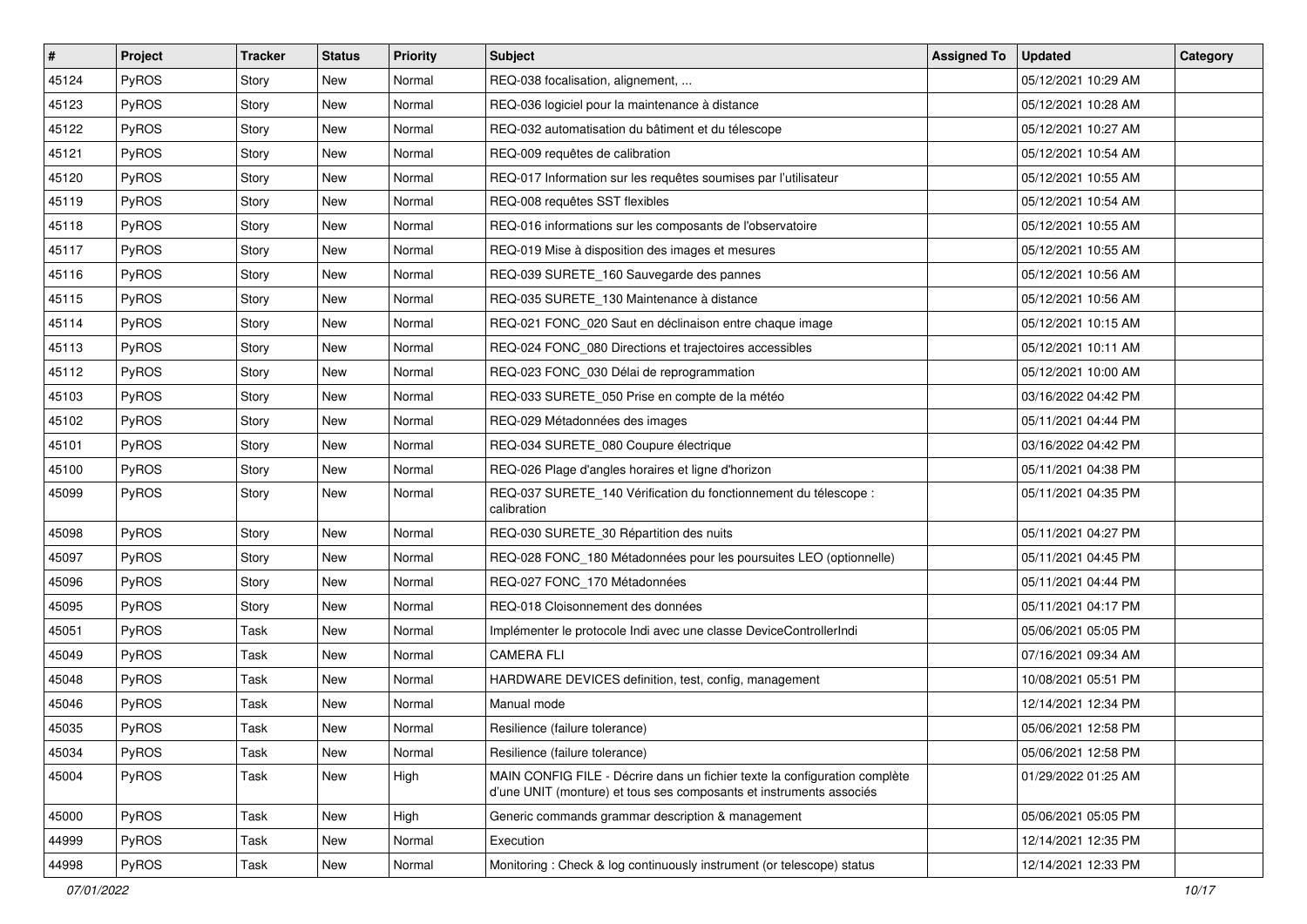| # | Project | Tracker | Status | Priority | Subject | Assigned To | Updated | Category |
|---|---|---|---|---|---|---|---|---|
| 45124 | PyROS | Story | New | Normal | REQ-038 focalisation, alignement, ... | | 05/12/2021 10:29 AM | |
| 45123 | PyROS | Story | New | Normal | REQ-036 logiciel pour la maintenance à distance | | 05/12/2021 10:28 AM | |
| 45122 | PyROS | Story | New | Normal | REQ-032 automatisation du bâtiment et du télescope | | 05/12/2021 10:27 AM | |
| 45121 | PyROS | Story | New | Normal | REQ-009 requêtes de calibration | | 05/12/2021 10:54 AM | |
| 45120 | PyROS | Story | New | Normal | REQ-017 Information sur les requêtes soumises par l'utilisateur | | 05/12/2021 10:55 AM | |
| 45119 | PyROS | Story | New | Normal | REQ-008 requêtes SST flexibles | | 05/12/2021 10:54 AM | |
| 45118 | PyROS | Story | New | Normal | REQ-016 informations sur les composants de l'observatoire | | 05/12/2021 10:55 AM | |
| 45117 | PyROS | Story | New | Normal | REQ-019 Mise à disposition des images et mesures | | 05/12/2021 10:55 AM | |
| 45116 | PyROS | Story | New | Normal | REQ-039 SURETE_160 Sauvegarde des pannes | | 05/12/2021 10:56 AM | |
| 45115 | PyROS | Story | New | Normal | REQ-035 SURETE_130 Maintenance à distance | | 05/12/2021 10:56 AM | |
| 45114 | PyROS | Story | New | Normal | REQ-021 FONC_020 Saut en déclinaison entre chaque image | | 05/12/2021 10:15 AM | |
| 45113 | PyROS | Story | New | Normal | REQ-024 FONC_080 Directions et trajectoires accessibles | | 05/12/2021 10:11 AM | |
| 45112 | PyROS | Story | New | Normal | REQ-023 FONC_030 Délai de reprogrammation | | 05/12/2021 10:00 AM | |
| 45103 | PyROS | Story | New | Normal | REQ-033 SURETE_050 Prise en compte de la météo | | 03/16/2022 04:42 PM | |
| 45102 | PyROS | Story | New | Normal | REQ-029 Métadonnées des images | | 05/11/2021 04:44 PM | |
| 45101 | PyROS | Story | New | Normal | REQ-034 SURETE_080 Coupure électrique | | 03/16/2022 04:42 PM | |
| 45100 | PyROS | Story | New | Normal | REQ-026 Plage d'angles horaires et ligne d'horizon | | 05/11/2021 04:38 PM | |
| 45099 | PyROS | Story | New | Normal | REQ-037 SURETE_140 Vérification du fonctionnement du télescope : calibration | | 05/11/2021 04:35 PM | |
| 45098 | PyROS | Story | New | Normal | REQ-030 SURETE_30 Répartition des nuits | | 05/11/2021 04:27 PM | |
| 45097 | PyROS | Story | New | Normal | REQ-028 FONC_180 Métadonnées pour les poursuites LEO (optionnelle) | | 05/11/2021 04:45 PM | |
| 45096 | PyROS | Story | New | Normal | REQ-027 FONC_170 Métadonnées | | 05/11/2021 04:44 PM | |
| 45095 | PyROS | Story | New | Normal | REQ-018 Cloisonnement des données | | 05/11/2021 04:17 PM | |
| 45051 | PyROS | Task | New | Normal | Implémenter le protocole Indi avec une classe DeviceControllerIndi | | 05/06/2021 05:05 PM | |
| 45049 | PyROS | Task | New | Normal | CAMERA FLI | | 07/16/2021 09:34 AM | |
| 45048 | PyROS | Task | New | Normal | HARDWARE DEVICES definition, test, config, management | | 10/08/2021 05:51 PM | |
| 45046 | PyROS | Task | New | Normal | Manual mode | | 12/14/2021 12:34 PM | |
| 45035 | PyROS | Task | New | Normal | Resilience (failure tolerance) | | 05/06/2021 12:58 PM | |
| 45034 | PyROS | Task | New | Normal | Resilience (failure tolerance) | | 05/06/2021 12:58 PM | |
| 45004 | PyROS | Task | New | High | MAIN CONFIG FILE - Décrire dans un fichier texte la configuration complète d'une UNIT (monture) et tous ses composants et instruments associés | | 01/29/2022 01:25 AM | |
| 45000 | PyROS | Task | New | High | Generic commands grammar description & management | | 05/06/2021 05:05 PM | |
| 44999 | PyROS | Task | New | Normal | Execution | | 12/14/2021 12:35 PM | |
| 44998 | PyROS | Task | New | Normal | Monitoring : Check & log continuously instrument (or telescope) status | | 12/14/2021 12:33 PM | |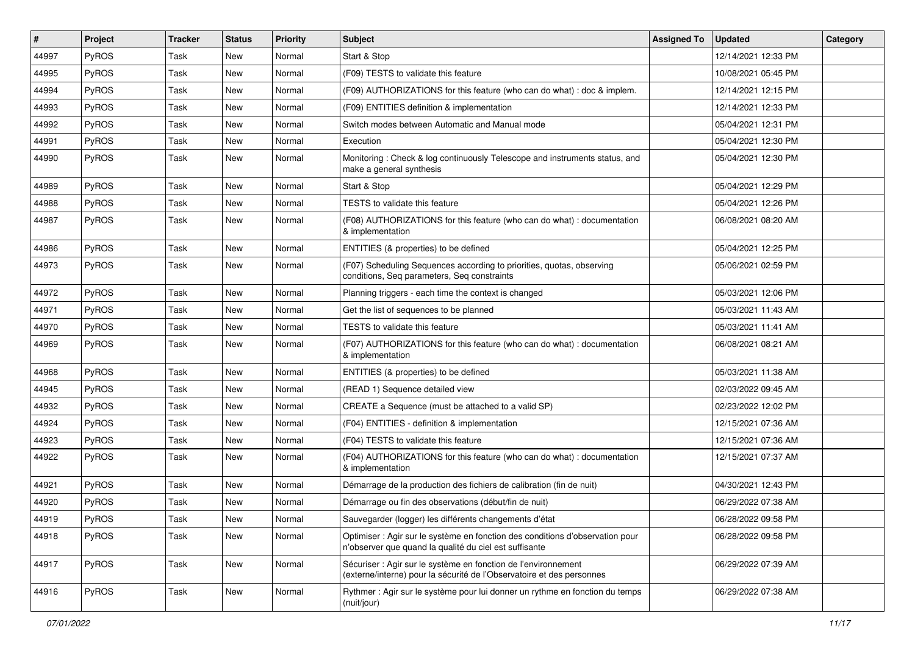| # | Project | Tracker | Status | Priority | Subject | Assigned To | Updated | Category |
|---|---|---|---|---|---|---|---|---|
| 44997 | PyROS | Task | New | Normal | Start & Stop | | 12/14/2021 12:33 PM | |
| 44995 | PyROS | Task | New | Normal | (F09) TESTS to validate this feature | | 10/08/2021 05:45 PM | |
| 44994 | PyROS | Task | New | Normal | (F09) AUTHORIZATIONS for this feature (who can do what) : doc & implem. | | 12/14/2021 12:15 PM | |
| 44993 | PyROS | Task | New | Normal | (F09) ENTITIES definition & implementation | | 12/14/2021 12:33 PM | |
| 44992 | PyROS | Task | New | Normal | Switch modes between Automatic and Manual mode | | 05/04/2021 12:31 PM | |
| 44991 | PyROS | Task | New | Normal | Execution | | 05/04/2021 12:30 PM | |
| 44990 | PyROS | Task | New | Normal | Monitoring : Check & log continuously Telescope and instruments status, and make a general synthesis | | 05/04/2021 12:30 PM | |
| 44989 | PyROS | Task | New | Normal | Start & Stop | | 05/04/2021 12:29 PM | |
| 44988 | PyROS | Task | New | Normal | TESTS to validate this feature | | 05/04/2021 12:26 PM | |
| 44987 | PyROS | Task | New | Normal | (F08) AUTHORIZATIONS for this feature (who can do what) : documentation & implementation | | 06/08/2021 08:20 AM | |
| 44986 | PyROS | Task | New | Normal | ENTITIES (& properties) to be defined | | 05/04/2021 12:25 PM | |
| 44973 | PyROS | Task | New | Normal | (F07) Scheduling Sequences according to priorities, quotas, observing conditions, Seq parameters, Seq constraints | | 05/06/2021 02:59 PM | |
| 44972 | PyROS | Task | New | Normal | Planning triggers - each time the context is changed | | 05/03/2021 12:06 PM | |
| 44971 | PyROS | Task | New | Normal | Get the list of sequences to be planned | | 05/03/2021 11:43 AM | |
| 44970 | PyROS | Task | New | Normal | TESTS to validate this feature | | 05/03/2021 11:41 AM | |
| 44969 | PyROS | Task | New | Normal | (F07) AUTHORIZATIONS for this feature (who can do what) : documentation & implementation | | 06/08/2021 08:21 AM | |
| 44968 | PyROS | Task | New | Normal | ENTITIES (& properties) to be defined | | 05/03/2021 11:38 AM | |
| 44945 | PyROS | Task | New | Normal | (READ 1) Sequence detailed view | | 02/03/2022 09:45 AM | |
| 44932 | PyROS | Task | New | Normal | CREATE a Sequence (must be attached to a valid SP) | | 02/23/2022 12:02 PM | |
| 44924 | PyROS | Task | New | Normal | (F04) ENTITIES - definition & implementation | | 12/15/2021 07:36 AM | |
| 44923 | PyROS | Task | New | Normal | (F04) TESTS to validate this feature | | 12/15/2021 07:36 AM | |
| 44922 | PyROS | Task | New | Normal | (F04) AUTHORIZATIONS for this feature (who can do what) : documentation & implementation | | 12/15/2021 07:37 AM | |
| 44921 | PyROS | Task | New | Normal | Démarrage de la production des fichiers de calibration (fin de nuit) | | 04/30/2021 12:43 PM | |
| 44920 | PyROS | Task | New | Normal | Démarrage ou fin des observations (début/fin de nuit) | | 06/29/2022 07:38 AM | |
| 44919 | PyROS | Task | New | Normal | Sauvegarder (logger) les différents changements d'état | | 06/28/2022 09:58 PM | |
| 44918 | PyROS | Task | New | Normal | Optimiser : Agir sur le système en fonction des conditions d'observation pour n'observer que quand la qualité du ciel est suffisante | | 06/28/2022 09:58 PM | |
| 44917 | PyROS | Task | New | Normal | Sécuriser : Agir sur le système en fonction de l'environnement (externe/interne) pour la sécurité de l'Observatoire et des personnes | | 06/29/2022 07:39 AM | |
| 44916 | PyROS | Task | New | Normal | Rythmer : Agir sur le système pour lui donner un rythme en fonction du temps (nuit/jour) | | 06/29/2022 07:38 AM | |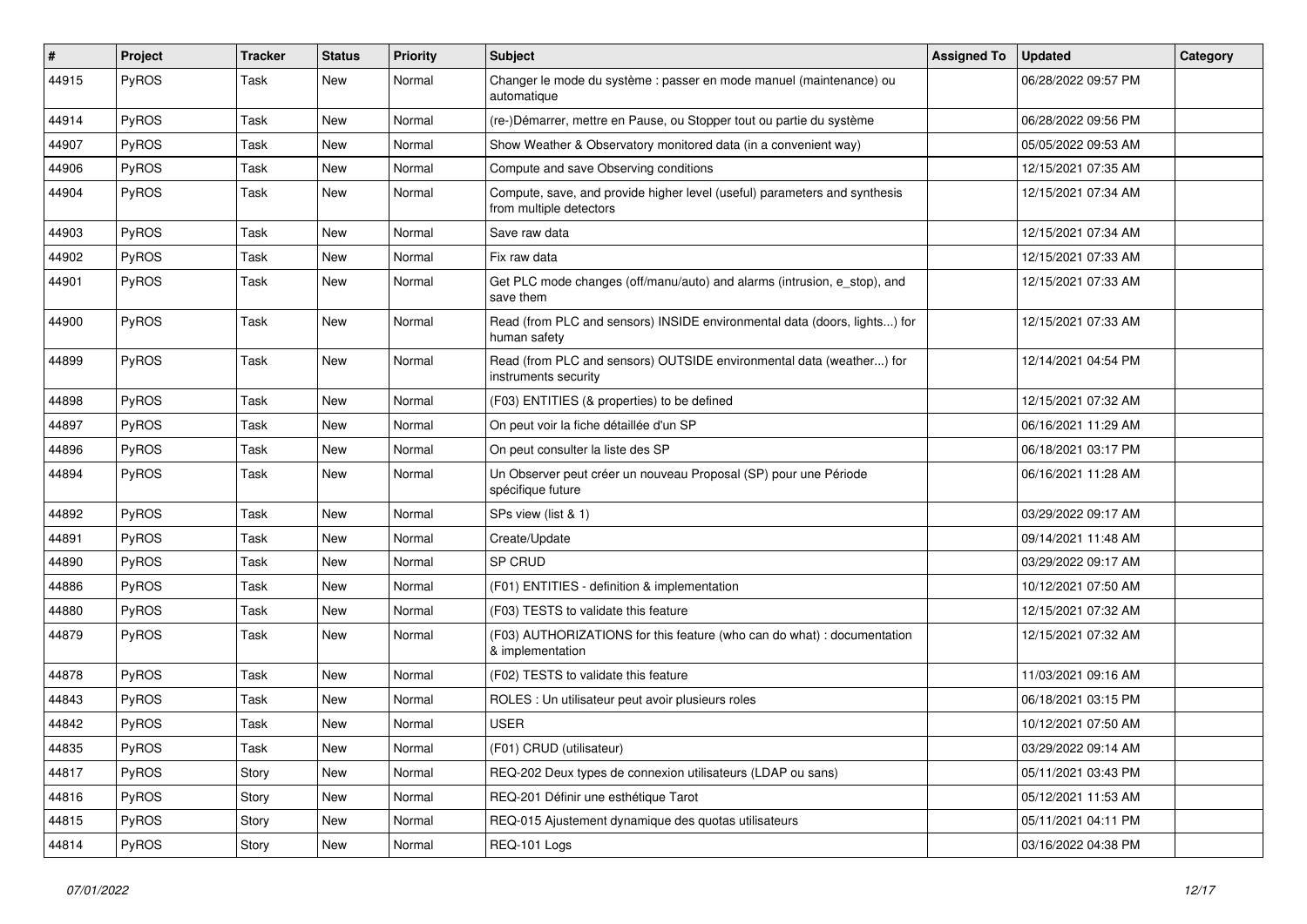| # | Project | Tracker | Status | Priority | Subject | Assigned To | Updated | Category |
|---|---|---|---|---|---|---|---|---|
| 44915 | PyROS | Task | New | Normal | Changer le mode du système : passer en mode manuel (maintenance) ou automatique | | 06/28/2022 09:57 PM | |
| 44914 | PyROS | Task | New | Normal | (re-)Démarrer, mettre en Pause, ou Stopper tout ou partie du système | | 06/28/2022 09:56 PM | |
| 44907 | PyROS | Task | New | Normal | Show Weather & Observatory monitored data (in a convenient way) | | 05/05/2022 09:53 AM | |
| 44906 | PyROS | Task | New | Normal | Compute and save Observing conditions | | 12/15/2021 07:35 AM | |
| 44904 | PyROS | Task | New | Normal | Compute, save, and provide higher level (useful) parameters and synthesis from multiple detectors | | 12/15/2021 07:34 AM | |
| 44903 | PyROS | Task | New | Normal | Save raw data | | 12/15/2021 07:34 AM | |
| 44902 | PyROS | Task | New | Normal | Fix raw data | | 12/15/2021 07:33 AM | |
| 44901 | PyROS | Task | New | Normal | Get PLC mode changes (off/manu/auto) and alarms (intrusion, e_stop), and save them | | 12/15/2021 07:33 AM | |
| 44900 | PyROS | Task | New | Normal | Read (from PLC and sensors) INSIDE environmental data (doors, lights...) for human safety | | 12/15/2021 07:33 AM | |
| 44899 | PyROS | Task | New | Normal | Read (from PLC and sensors) OUTSIDE environmental data (weather...) for instruments security | | 12/14/2021 04:54 PM | |
| 44898 | PyROS | Task | New | Normal | (F03) ENTITIES (& properties) to be defined | | 12/15/2021 07:32 AM | |
| 44897 | PyROS | Task | New | Normal | On peut voir la fiche détaillée d'un SP | | 06/16/2021 11:29 AM | |
| 44896 | PyROS | Task | New | Normal | On peut consulter la liste des SP | | 06/18/2021 03:17 PM | |
| 44894 | PyROS | Task | New | Normal | Un Observer peut créer un nouveau Proposal (SP) pour une Période spécifique future | | 06/16/2021 11:28 AM | |
| 44892 | PyROS | Task | New | Normal | SPs view (list & 1) | | 03/29/2022 09:17 AM | |
| 44891 | PyROS | Task | New | Normal | Create/Update | | 09/14/2021 11:48 AM | |
| 44890 | PyROS | Task | New | Normal | SP CRUD | | 03/29/2022 09:17 AM | |
| 44886 | PyROS | Task | New | Normal | (F01) ENTITIES - definition & implementation | | 10/12/2021 07:50 AM | |
| 44880 | PyROS | Task | New | Normal | (F03) TESTS to validate this feature | | 12/15/2021 07:32 AM | |
| 44879 | PyROS | Task | New | Normal | (F03) AUTHORIZATIONS for this feature (who can do what) : documentation & implementation | | 12/15/2021 07:32 AM | |
| 44878 | PyROS | Task | New | Normal | (F02) TESTS to validate this feature | | 11/03/2021 09:16 AM | |
| 44843 | PyROS | Task | New | Normal | ROLES : Un utilisateur peut avoir plusieurs roles | | 06/18/2021 03:15 PM | |
| 44842 | PyROS | Task | New | Normal | USER | | 10/12/2021 07:50 AM | |
| 44835 | PyROS | Task | New | Normal | (F01) CRUD (utilisateur) | | 03/29/2022 09:14 AM | |
| 44817 | PyROS | Story | New | Normal | REQ-202 Deux types de connexion utilisateurs (LDAP ou sans) | | 05/11/2021 03:43 PM | |
| 44816 | PyROS | Story | New | Normal | REQ-201 Définir une esthétique Tarot | | 05/12/2021 11:53 AM | |
| 44815 | PyROS | Story | New | Normal | REQ-015 Ajustement dynamique des quotas utilisateurs | | 05/11/2021 04:11 PM | |
| 44814 | PyROS | Story | New | Normal | REQ-101 Logs | | 03/16/2022 04:38 PM | |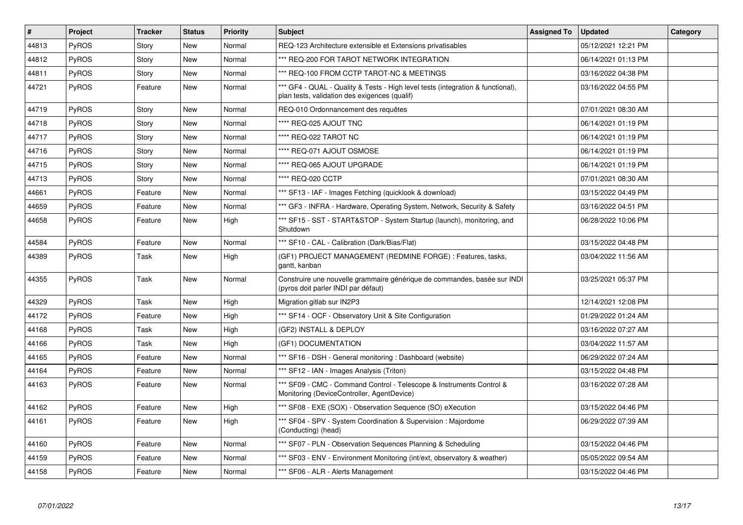| # | Project | Tracker | Status | Priority | Subject | Assigned To | Updated | Category |
|---|---|---|---|---|---|---|---|---|
| 44813 | PyROS | Story | New | Normal | REQ-123 Architecture extensible et Extensions privatisables | | 05/12/2021 12:21 PM | |
| 44812 | PyROS | Story | New | Normal | *** REQ-200 FOR TAROT NETWORK INTEGRATION | | 06/14/2021 01:13 PM | |
| 44811 | PyROS | Story | New | Normal | *** REQ-100 FROM CCTP TAROT-NC & MEETINGS | | 03/16/2022 04:38 PM | |
| 44721 | PyROS | Feature | New | Normal | *** GF4 - QUAL - Quality & Tests - High level tests (integration & functional), plan tests, validation des exigences (qualif) | | 03/16/2022 04:55 PM | |
| 44719 | PyROS | Story | New | Normal | REQ-010 Ordonnancement des requêtes | | 07/01/2021 08:30 AM | |
| 44718 | PyROS | Story | New | Normal | **** REQ-025 AJOUT TNC | | 06/14/2021 01:19 PM | |
| 44717 | PyROS | Story | New | Normal | **** REQ-022 TAROT NC | | 06/14/2021 01:19 PM | |
| 44716 | PyROS | Story | New | Normal | **** REQ-071 AJOUT OSMOSE | | 06/14/2021 01:19 PM | |
| 44715 | PyROS | Story | New | Normal | **** REQ-065 AJOUT UPGRADE | | 06/14/2021 01:19 PM | |
| 44713 | PyROS | Story | New | Normal | **** REQ-020 CCTP | | 07/01/2021 08:30 AM | |
| 44661 | PyROS | Feature | New | Normal | *** SF13 - IAF - Images Fetching (quicklook & download) | | 03/15/2022 04:49 PM | |
| 44659 | PyROS | Feature | New | Normal | *** GF3 - INFRA - Hardware, Operating System, Network, Security & Safety | | 03/16/2022 04:51 PM | |
| 44658 | PyROS | Feature | New | High | *** SF15 - SST - START&STOP - System Startup (launch), monitoring, and Shutdown | | 06/28/2022 10:06 PM | |
| 44584 | PyROS | Feature | New | Normal | *** SF10 - CAL - Calibration (Dark/Bias/Flat) | | 03/15/2022 04:48 PM | |
| 44389 | PyROS | Task | New | High | (GF1) PROJECT MANAGEMENT (REDMINE FORGE) : Features, tasks, gantt, kanban | | 03/04/2022 11:56 AM | |
| 44355 | PyROS | Task | New | Normal | Construire une nouvelle grammaire générique de commandes, basée sur INDI (pyros doit parler INDI par défaut) | | 03/25/2021 05:37 PM | |
| 44329 | PyROS | Task | New | High | Migration gitlab sur IN2P3 | | 12/14/2021 12:08 PM | |
| 44172 | PyROS | Feature | New | High | *** SF14 - OCF - Observatory Unit & Site Configuration | | 01/29/2022 01:24 AM | |
| 44168 | PyROS | Task | New | High | (GF2) INSTALL & DEPLOY | | 03/16/2022 07:27 AM | |
| 44166 | PyROS | Task | New | High | (GF1) DOCUMENTATION | | 03/04/2022 11:57 AM | |
| 44165 | PyROS | Feature | New | Normal | *** SF16 - DSH - General monitoring : Dashboard (website) | | 06/29/2022 07:24 AM | |
| 44164 | PyROS | Feature | New | Normal | *** SF12 - IAN - Images Analysis (Triton) | | 03/15/2022 04:48 PM | |
| 44163 | PyROS | Feature | New | Normal | *** SF09 - CMC - Command Control - Telescope & Instruments Control & Monitoring (DeviceController, AgentDevice) | | 03/16/2022 07:28 AM | |
| 44162 | PyROS | Feature | New | High | *** SF08 - EXE (SOX) - Observation Sequence (SO) eXecution | | 03/15/2022 04:46 PM | |
| 44161 | PyROS | Feature | New | High | *** SF04 - SPV - System Coordination & Supervision : Majordome (Conducting) (head) | | 06/29/2022 07:39 AM | |
| 44160 | PyROS | Feature | New | Normal | *** SF07 - PLN - Observation Sequences Planning & Scheduling | | 03/15/2022 04:46 PM | |
| 44159 | PyROS | Feature | New | Normal | *** SF03 - ENV - Environment Monitoring (int/ext, observatory & weather) | | 05/05/2022 09:54 AM | |
| 44158 | PyROS | Feature | New | Normal | *** SF06 - ALR - Alerts Management | | 03/15/2022 04:46 PM | |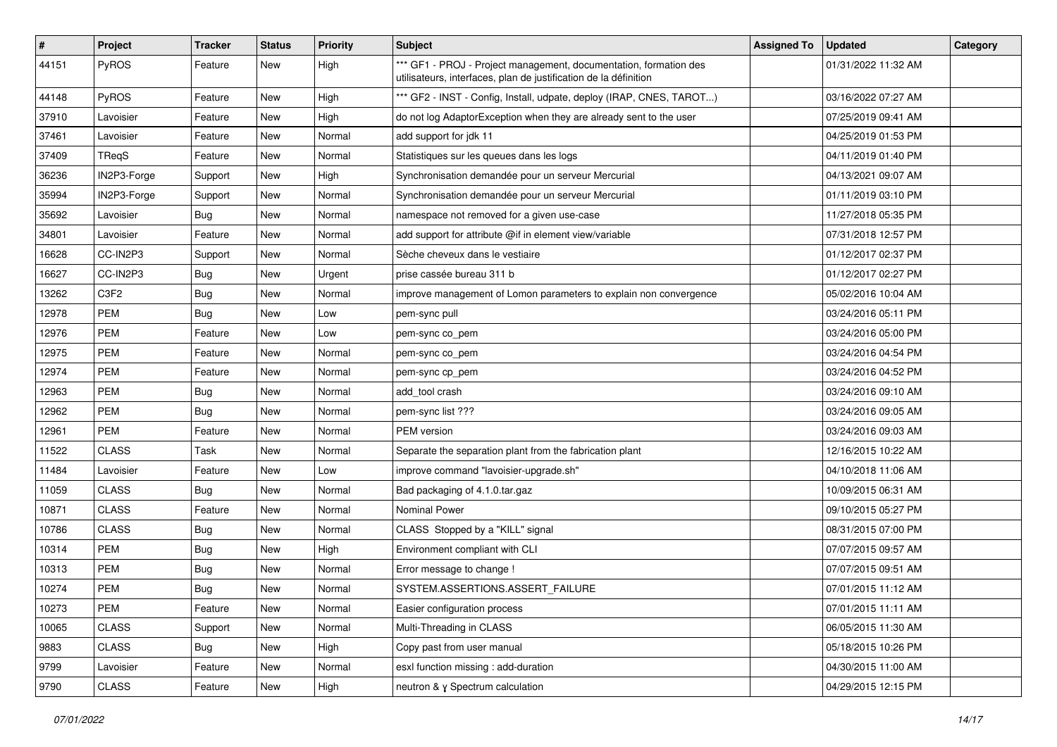| # | Project | Tracker | Status | Priority | Subject | Assigned To | Updated | Category |
|---|---|---|---|---|---|---|---|---|
| 44151 | PyROS | Feature | New | High | *** GF1 - PROJ - Project management, documentation, formation des utilisateurs, interfaces, plan de justification de la définition | | 01/31/2022 11:32 AM | |
| 44148 | PyROS | Feature | New | High | *** GF2 - INST - Config, Install, udpate, deploy (IRAP, CNES, TAROT...) | | 03/16/2022 07:27 AM | |
| 37910 | Lavoisier | Feature | New | High | do not log AdaptorException when they are already sent to the user | | 07/25/2019 09:41 AM | |
| 37461 | Lavoisier | Feature | New | Normal | add support for jdk 11 | | 04/25/2019 01:53 PM | |
| 37409 | TReqS | Feature | New | Normal | Statistiques sur les queues dans les logs | | 04/11/2019 01:40 PM | |
| 36236 | IN2P3-Forge | Support | New | High | Synchronisation demandée pour un serveur Mercurial | | 04/13/2021 09:07 AM | |
| 35994 | IN2P3-Forge | Support | New | Normal | Synchronisation demandée pour un serveur Mercurial | | 01/11/2019 03:10 PM | |
| 35692 | Lavoisier | Bug | New | Normal | namespace not removed for a given use-case | | 11/27/2018 05:35 PM | |
| 34801 | Lavoisier | Feature | New | Normal | add support for attribute @if in element view/variable | | 07/31/2018 12:57 PM | |
| 16628 | CC-IN2P3 | Support | New | Normal | Sèche cheveux dans le vestiaire | | 01/12/2017 02:37 PM | |
| 16627 | CC-IN2P3 | Bug | New | Urgent | prise cassée bureau 311 b | | 01/12/2017 02:27 PM | |
| 13262 | C3F2 | Bug | New | Normal | improve management of Lomon parameters to explain non convergence | | 05/02/2016 10:04 AM | |
| 12978 | PEM | Bug | New | Low | pem-sync pull | | 03/24/2016 05:11 PM | |
| 12976 | PEM | Feature | New | Low | pem-sync co_pem | | 03/24/2016 05:00 PM | |
| 12975 | PEM | Feature | New | Normal | pem-sync co_pem | | 03/24/2016 04:54 PM | |
| 12974 | PEM | Feature | New | Normal | pem-sync cp_pem | | 03/24/2016 04:52 PM | |
| 12963 | PEM | Bug | New | Normal | add_tool crash | | 03/24/2016 09:10 AM | |
| 12962 | PEM | Bug | New | Normal | pem-sync list ??? | | 03/24/2016 09:05 AM | |
| 12961 | PEM | Feature | New | Normal | PEM version | | 03/24/2016 09:03 AM | |
| 11522 | CLASS | Task | New | Normal | Separate the separation plant from the fabrication plant | | 12/16/2015 10:22 AM | |
| 11484 | Lavoisier | Feature | New | Low | improve command "lavoisier-upgrade.sh" | | 04/10/2018 11:06 AM | |
| 11059 | CLASS | Bug | New | Normal | Bad packaging of 4.1.0.tar.gaz | | 10/09/2015 06:31 AM | |
| 10871 | CLASS | Feature | New | Normal | Nominal Power | | 09/10/2015 05:27 PM | |
| 10786 | CLASS | Bug | New | Normal | CLASS Stopped by a "KILL" signal | | 08/31/2015 07:00 PM | |
| 10314 | PEM | Bug | New | High | Environment compliant with CLI | | 07/07/2015 09:57 AM | |
| 10313 | PEM | Bug | New | Normal | Error message to change ! | | 07/07/2015 09:51 AM | |
| 10274 | PEM | Bug | New | Normal | SYSTEM.ASSERTIONS.ASSERT_FAILURE | | 07/01/2015 11:12 AM | |
| 10273 | PEM | Feature | New | Normal | Easier configuration process | | 07/01/2015 11:11 AM | |
| 10065 | CLASS | Support | New | Normal | Multi-Threading in CLASS | | 06/05/2015 11:30 AM | |
| 9883 | CLASS | Bug | New | High | Copy past from user manual | | 05/18/2015 10:26 PM | |
| 9799 | Lavoisier | Feature | New | Normal | esxl function missing : add-duration | | 04/30/2015 11:00 AM | |
| 9790 | CLASS | Feature | New | High | neutron & γ Spectrum calculation | | 04/29/2015 12:15 PM | |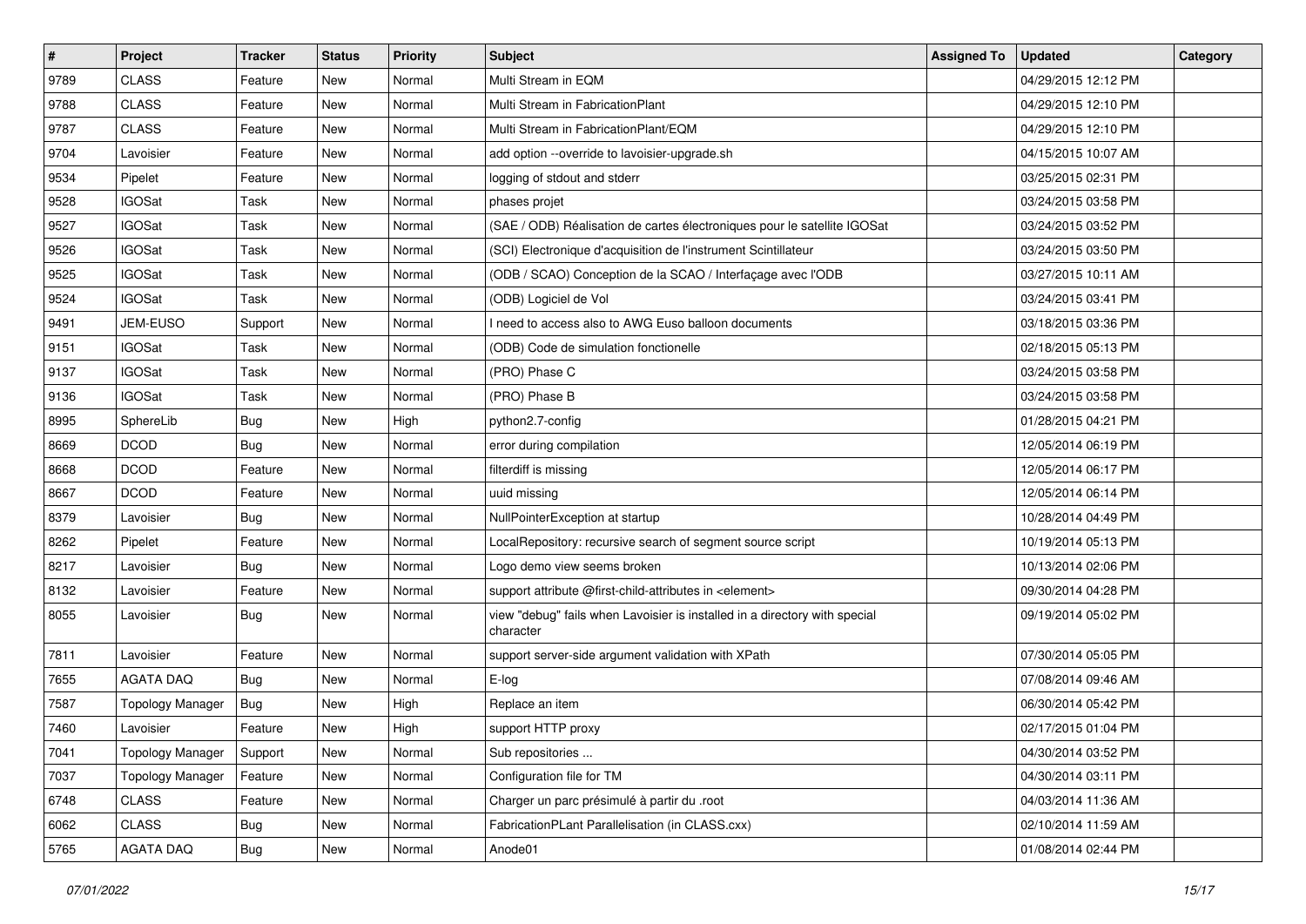| # | Project | Tracker | Status | Priority | Subject | Assigned To | Updated | Category |
|---|---|---|---|---|---|---|---|---|
| 9789 | CLASS | Feature | New | Normal | Multi Stream in EQM | | 04/29/2015 12:12 PM | |
| 9788 | CLASS | Feature | New | Normal | Multi Stream in FabricationPlant | | 04/29/2015 12:10 PM | |
| 9787 | CLASS | Feature | New | Normal | Multi Stream in FabricationPlant/EQM | | 04/29/2015 12:10 PM | |
| 9704 | Lavoisier | Feature | New | Normal | add option --override to lavoisier-upgrade.sh | | 04/15/2015 10:07 AM | |
| 9534 | Pipelet | Feature | New | Normal | logging of stdout and stderr | | 03/25/2015 02:31 PM | |
| 9528 | IGOSat | Task | New | Normal | phases projet | | 03/24/2015 03:58 PM | |
| 9527 | IGOSat | Task | New | Normal | (SAE / ODB) Réalisation de cartes électroniques pour le satellite IGOSat | | 03/24/2015 03:52 PM | |
| 9526 | IGOSat | Task | New | Normal | (SCI) Electronique d'acquisition de l'instrument Scintillateur | | 03/24/2015 03:50 PM | |
| 9525 | IGOSat | Task | New | Normal | (ODB / SCAO) Conception de la SCAO / Interfaçage avec l'ODB | | 03/27/2015 10:11 AM | |
| 9524 | IGOSat | Task | New | Normal | (ODB) Logiciel de Vol | | 03/24/2015 03:41 PM | |
| 9491 | JEM-EUSO | Support | New | Normal | I need to access also to AWG Euso balloon documents | | 03/18/2015 03:36 PM | |
| 9151 | IGOSat | Task | New | Normal | (ODB) Code de simulation fonctionelle | | 02/18/2015 05:13 PM | |
| 9137 | IGOSat | Task | New | Normal | (PRO) Phase C | | 03/24/2015 03:58 PM | |
| 9136 | IGOSat | Task | New | Normal | (PRO) Phase B | | 03/24/2015 03:58 PM | |
| 8995 | SphereLib | Bug | New | High | python2.7-config | | 01/28/2015 04:21 PM | |
| 8669 | DCOD | Bug | New | Normal | error during compilation | | 12/05/2014 06:19 PM | |
| 8668 | DCOD | Feature | New | Normal | filterdiff is missing | | 12/05/2014 06:17 PM | |
| 8667 | DCOD | Feature | New | Normal | uuid missing | | 12/05/2014 06:14 PM | |
| 8379 | Lavoisier | Bug | New | Normal | NullPointerException at startup | | 10/28/2014 04:49 PM | |
| 8262 | Pipelet | Feature | New | Normal | LocalRepository: recursive search of segment source script | | 10/19/2014 05:13 PM | |
| 8217 | Lavoisier | Bug | New | Normal | Logo demo view seems broken | | 10/13/2014 02:06 PM | |
| 8132 | Lavoisier | Feature | New | Normal | support attribute @first-child-attributes in <element> | | 09/30/2014 04:28 PM | |
| 8055 | Lavoisier | Bug | New | Normal | view "debug" fails when Lavoisier is installed in a directory with special character | | 09/19/2014 05:02 PM | |
| 7811 | Lavoisier | Feature | New | Normal | support server-side argument validation with XPath | | 07/30/2014 05:05 PM | |
| 7655 | AGATA DAQ | Bug | New | Normal | E-log | | 07/08/2014 09:46 AM | |
| 7587 | Topology Manager | Bug | New | High | Replace an item | | 06/30/2014 05:42 PM | |
| 7460 | Lavoisier | Feature | New | High | support HTTP proxy | | 02/17/2015 01:04 PM | |
| 7041 | Topology Manager | Support | New | Normal | Sub repositories ... | | 04/30/2014 03:52 PM | |
| 7037 | Topology Manager | Feature | New | Normal | Configuration file for TM | | 04/30/2014 03:11 PM | |
| 6748 | CLASS | Feature | New | Normal | Charger un parc présimulé à partir du .root | | 04/03/2014 11:36 AM | |
| 6062 | CLASS | Bug | New | Normal | FabricationPLant Parallelisation (in CLASS.cxx) | | 02/10/2014 11:59 AM | |
| 5765 | AGATA DAQ | Bug | New | Normal | Anode01 | | 01/08/2014 02:44 PM | |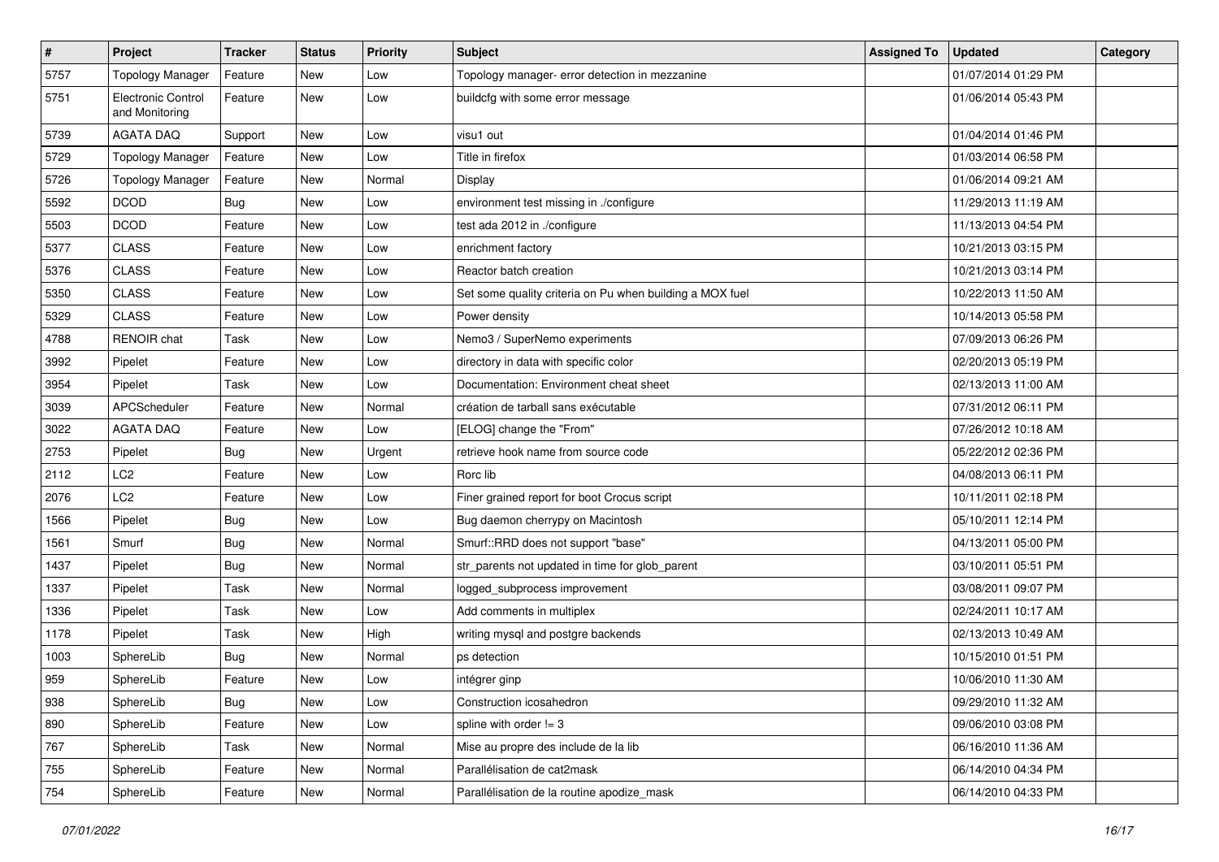| # | Project | Tracker | Status | Priority | Subject | Assigned To | Updated | Category |
|---|---|---|---|---|---|---|---|---|
| 5757 | Topology Manager | Feature | New | Low | Topology manager- error detection in mezzanine | | 01/07/2014 01:29 PM | |
| 5751 | Electronic Control and Monitoring | Feature | New | Low | buildcfg with some error message | | 01/06/2014 05:43 PM | |
| 5739 | AGATA DAQ | Support | New | Low | visu1 out | | 01/04/2014 01:46 PM | |
| 5729 | Topology Manager | Feature | New | Low | Title in firefox | | 01/03/2014 06:58 PM | |
| 5726 | Topology Manager | Feature | New | Normal | Display | | 01/06/2014 09:21 AM | |
| 5592 | DCOD | Bug | New | Low | environment test missing in ./configure | | 11/29/2013 11:19 AM | |
| 5503 | DCOD | Feature | New | Low | test ada 2012 in ./configure | | 11/13/2013 04:54 PM | |
| 5377 | CLASS | Feature | New | Low | enrichment factory | | 10/21/2013 03:15 PM | |
| 5376 | CLASS | Feature | New | Low | Reactor batch creation | | 10/21/2013 03:14 PM | |
| 5350 | CLASS | Feature | New | Low | Set some quality criteria on Pu when building a MOX fuel | | 10/22/2013 11:50 AM | |
| 5329 | CLASS | Feature | New | Low | Power density | | 10/14/2013 05:58 PM | |
| 4788 | RENOIR chat | Task | New | Low | Nemo3 / SuperNemo experiments | | 07/09/2013 06:26 PM | |
| 3992 | Pipelet | Feature | New | Low | directory in data with specific color | | 02/20/2013 05:19 PM | |
| 3954 | Pipelet | Task | New | Low | Documentation: Environment cheat sheet | | 02/13/2013 11:00 AM | |
| 3039 | APCScheduler | Feature | New | Normal | création de tarball sans exécutable | | 07/31/2012 06:11 PM | |
| 3022 | AGATA DAQ | Feature | New | Low | [ELOG] change the "From" | | 07/26/2012 10:18 AM | |
| 2753 | Pipelet | Bug | New | Urgent | retrieve hook name from source code | | 05/22/2012 02:36 PM | |
| 2112 | LC2 | Feature | New | Low | Rorc lib | | 04/08/2013 06:11 PM | |
| 2076 | LC2 | Feature | New | Low | Finer grained report for boot Crocus script | | 10/11/2011 02:18 PM | |
| 1566 | Pipelet | Bug | New | Low | Bug daemon cherrypy on Macintosh | | 05/10/2011 12:14 PM | |
| 1561 | Smurf | Bug | New | Normal | Smurf::RRD does not support "base" | | 04/13/2011 05:00 PM | |
| 1437 | Pipelet | Bug | New | Normal | str_parents not updated in time for glob_parent | | 03/10/2011 05:51 PM | |
| 1337 | Pipelet | Task | New | Normal | logged_subprocess improvement | | 03/08/2011 09:07 PM | |
| 1336 | Pipelet | Task | New | Low | Add comments in multiplex | | 02/24/2011 10:17 AM | |
| 1178 | Pipelet | Task | New | High | writing mysql and postgre backends | | 02/13/2013 10:49 AM | |
| 1003 | SphereLib | Bug | New | Normal | ps detection | | 10/15/2010 01:51 PM | |
| 959 | SphereLib | Feature | New | Low | intégrer ginp | | 10/06/2010 11:30 AM | |
| 938 | SphereLib | Bug | New | Low | Construction icosahedron | | 09/29/2010 11:32 AM | |
| 890 | SphereLib | Feature | New | Low | spline with order != 3 | | 09/06/2010 03:08 PM | |
| 767 | SphereLib | Task | New | Normal | Mise au propre des include de la lib | | 06/16/2010 11:36 AM | |
| 755 | SphereLib | Feature | New | Normal | Parallélisation de cat2mask | | 06/14/2010 04:34 PM | |
| 754 | SphereLib | Feature | New | Normal | Parallélisation de la routine apodize_mask | | 06/14/2010 04:33 PM | |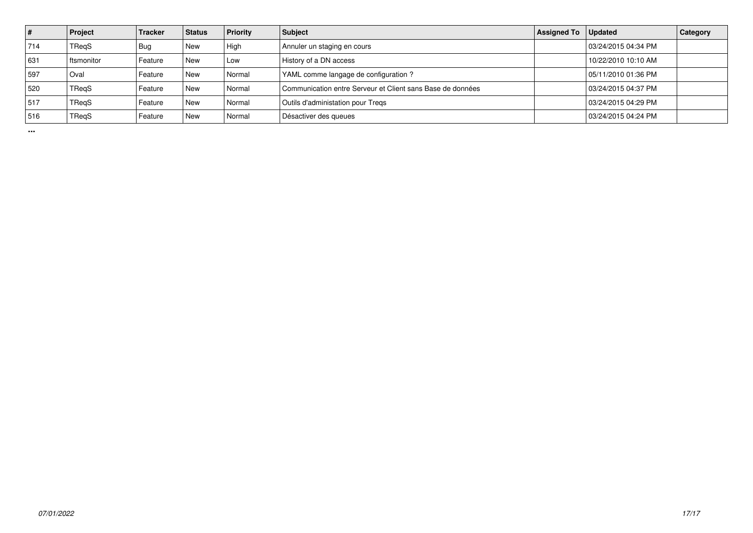| # | Project | Tracker | Status | Priority | Subject | Assigned To | Updated | Category |
|---|---|---|---|---|---|---|---|---|
| 714 | TReqS | Bug | New | High | Annuler un staging en cours | | 03/24/2015 04:34 PM | |
| 631 | ftsmonitor | Feature | New | Low | History of a DN access | | 10/22/2010 10:10 AM | |
| 597 | Oval | Feature | New | Normal | YAML comme langage de configuration ? | | 05/11/2010 01:36 PM | |
| 520 | TReqS | Feature | New | Normal | Communication entre Serveur et Client sans Base de données | | 03/24/2015 04:37 PM | |
| 517 | TReqS | Feature | New | Normal | Outils d'administation pour Treqs | | 03/24/2015 04:29 PM | |
| 516 | TReqS | Feature | New | Normal | Désactiver des queues | | 03/24/2015 04:24 PM | |

...